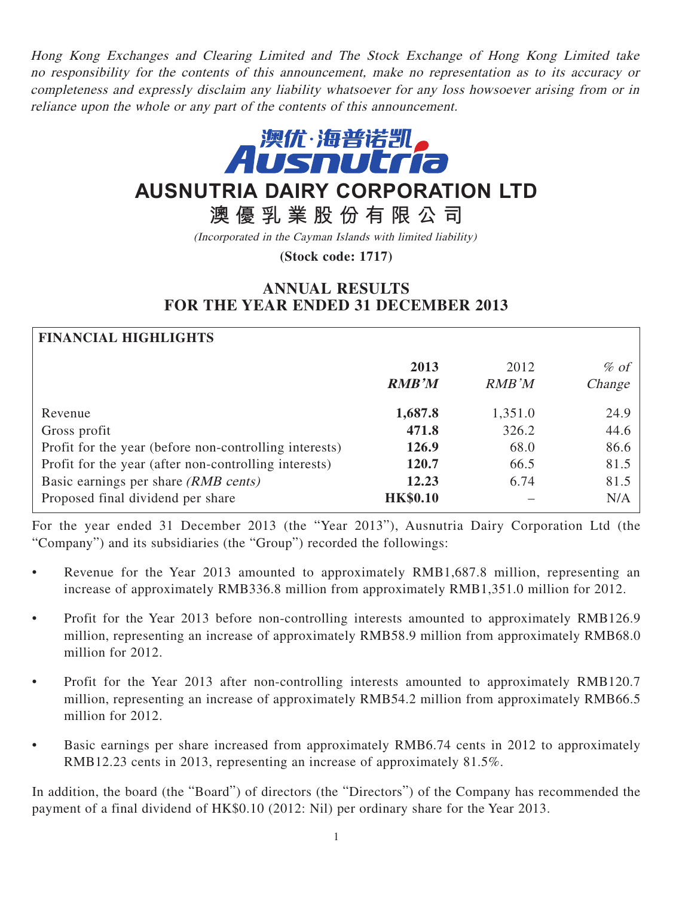*Hong Kong Exchanges and Clearing Limited and The Stock Exchange of Hong Kong Limited take no responsibility for the contents of this announcement, make no representation as to its accuracy or completeness and expressly disclaim any liability whatsoever for any loss howsoever arising from or in reliance upon the whole or any part of the contents of this announcement.*

澳优·海普诺凯
Ausnutria

# AUSNUTRIA DAIRY CORPORATION LTD

# 澳優乳業股份有限公司

*(Incorporated in the Cayman Islands with limited liability)*

**(Stock code: 1717)**

## ANNUAL RESULTS FOR THE YEAR ENDED 31 DECEMBER 2013

### FINANCIAL HIGHLIGHTS

| | 2013 *RMB'M* | 2012 *RMB'M* | *% of Change* |
|---|---|---|---|
| Revenue | **1,687.8** | 1,351.0 | 24.9 |
| Gross profit | **471.8** | 326.2 | 44.6 |
| Profit for the year (before non-controlling interests) | **126.9** | 68.0 | 86.6 |
| Profit for the year (after non-controlling interests) | **120.7** | 66.5 | 81.5 |
| Basic earnings per share *(RMB cents)* | **12.23** | 6.74 | 81.5 |
| Proposed final dividend per share | **HK$0.10** | – | N/A |

For the year ended 31 December 2013 (the "Year 2013"), Ausnutria Dairy Corporation Ltd (the "Company") and its subsidiaries (the "Group") recorded the followings:

- Revenue for the Year 2013 amounted to approximately RMB1,687.8 million, representing an increase of approximately RMB336.8 million from approximately RMB1,351.0 million for 2012.
- Profit for the Year 2013 before non-controlling interests amounted to approximately RMB126.9 million, representing an increase of approximately RMB58.9 million from approximately RMB68.0 million for 2012.
- Profit for the Year 2013 after non-controlling interests amounted to approximately RMB120.7 million, representing an increase of approximately RMB54.2 million from approximately RMB66.5 million for 2012.
- Basic earnings per share increased from approximately RMB6.74 cents in 2012 to approximately RMB12.23 cents in 2013, representing an increase of approximately 81.5%.

In addition, the board (the "Board") of directors (the "Directors") of the Company has recommended the payment of a final dividend of HK$0.10 (2012: Nil) per ordinary share for the Year 2013.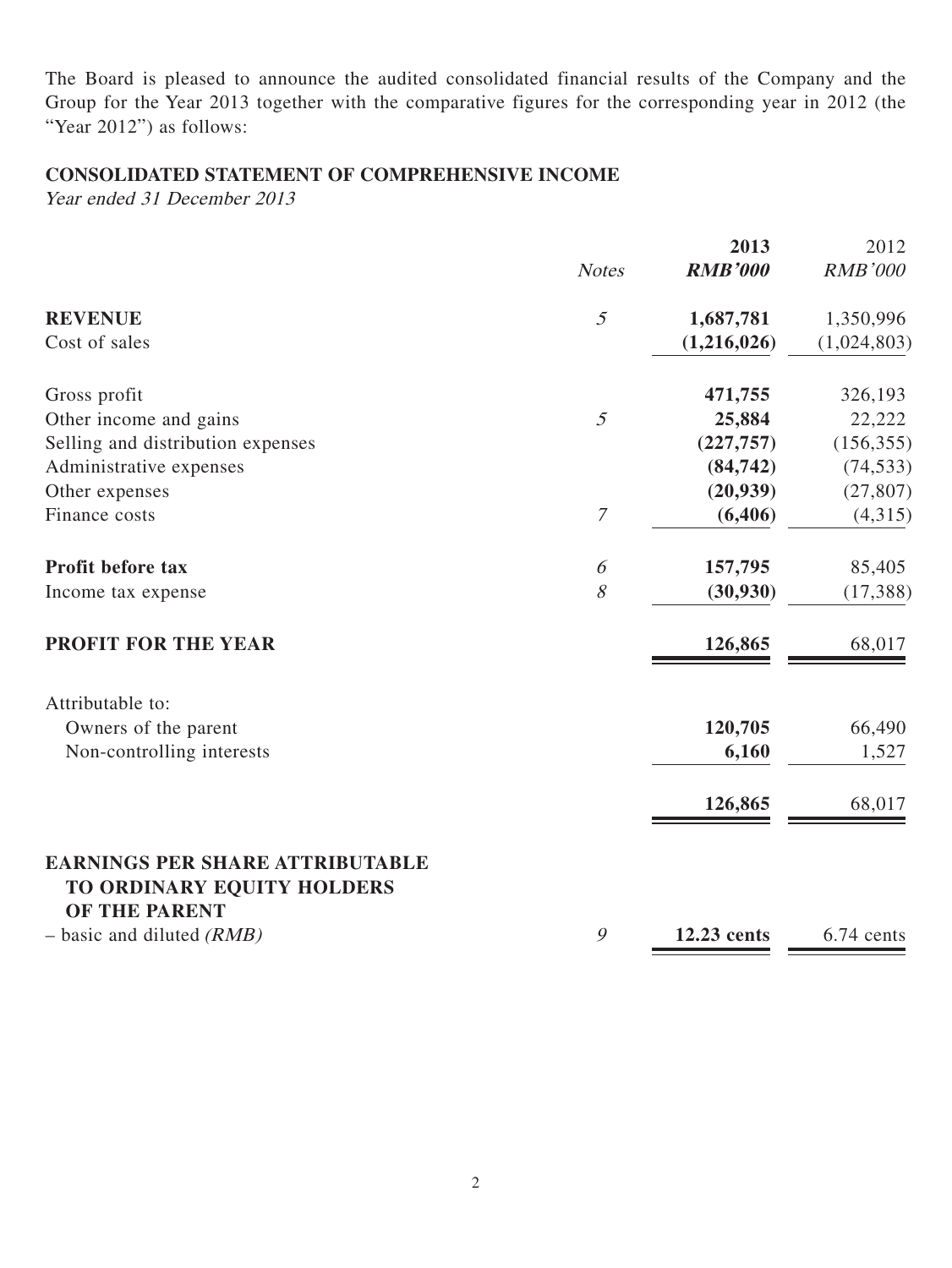The Board is pleased to announce the audited consolidated financial results of the Company and the Group for the Year 2013 together with the comparative figures for the corresponding year in 2012 (the "Year 2012") as follows:

## CONSOLIDATED STATEMENT OF COMPREHENSIVE INCOME

*Year ended 31 December 2013*

| | *Notes* | **2013** **RMB'000** | 2012 *RMB'000* |
|---|---|---|---|
| **REVENUE** | *5* | **1,687,781** | 1,350,996 |
| Cost of sales | | **(1,216,026)** | (1,024,803) |
| Gross profit | | **471,755** | 326,193 |
| Other income and gains | *5* | **25,884** | 22,222 |
| Selling and distribution expenses | | **(227,757)** | (156,355) |
| Administrative expenses | | **(84,742)** | (74,533) |
| Other expenses | | **(20,939)** | (27,807) |
| Finance costs | *7* | **(6,406)** | (4,315) |
| **Profit before tax** | *6* | **157,795** | 85,405 |
| Income tax expense | *8* | **(30,930)** | (17,388) |
| **PROFIT FOR THE YEAR** | | **126,865** | 68,017 |
| Attributable to: | | | |
| Owners of the parent | | **120,705** | 66,490 |
| Non-controlling interests | | **6,160** | 1,527 |
| | | **126,865** | 68,017 |
| **EARNINGS PER SHARE ATTRIBUTABLE TO ORDINARY EQUITY HOLDERS OF THE PARENT** | | | |
| – basic and diluted *(RMB)* | *9* | **12.23 cents** | 6.74 cents |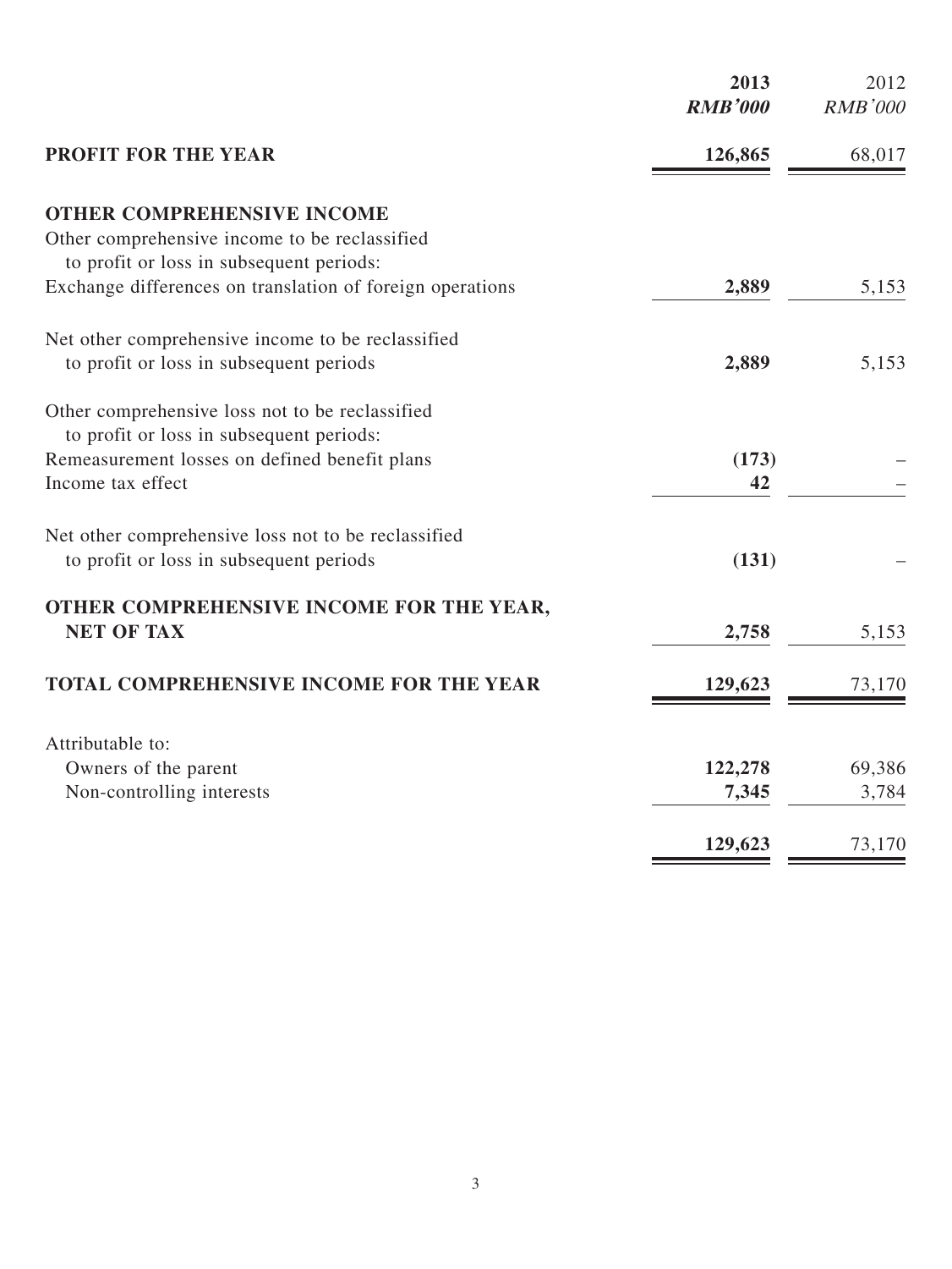| | 2013<br>*RMB'000* | 2012<br>*RMB'000* |
|---|---|---|
| **PROFIT FOR THE YEAR** | **126,865** | 68,017 |
| **OTHER COMPREHENSIVE INCOME** | | |
| Other comprehensive income to be reclassified to profit or loss in subsequent periods: | | |
| Exchange differences on translation of foreign operations | **2,889** | 5,153 |
| Net other comprehensive income to be reclassified to profit or loss in subsequent periods | **2,889** | 5,153 |
| Other comprehensive loss not to be reclassified to profit or loss in subsequent periods: | | |
| Remeasurement losses on defined benefit plans | **(173)** | – |
| Income tax effect | **42** | – |
| Net other comprehensive loss not to be reclassified to profit or loss in subsequent periods | **(131)** | – |
| **OTHER COMPREHENSIVE INCOME FOR THE YEAR, NET OF TAX** | **2,758** | 5,153 |
| **TOTAL COMPREHENSIVE INCOME FOR THE YEAR** | **129,623** | 73,170 |
| Attributable to: | | |
| Owners of the parent | **122,278** | 69,386 |
| Non-controlling interests | **7,345** | 3,784 |
| | **129,623** | 73,170 |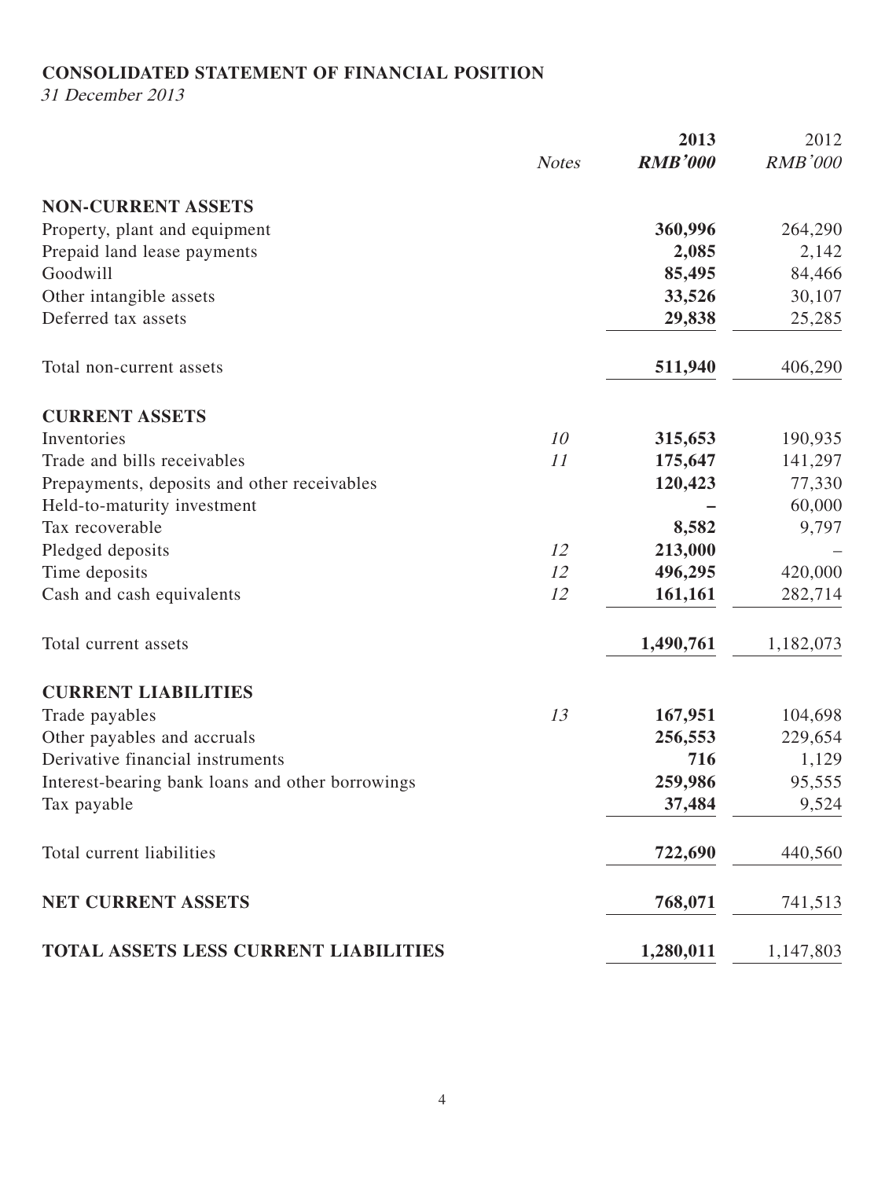## CONSOLIDATED STATEMENT OF FINANCIAL POSITION

*31 December 2013*

| | Notes | 2013<br>*RMB'000* | 2012<br>*RMB'000* |
|---|---|---|---|
| **NON-CURRENT ASSETS** | | | |
| Property, plant and equipment | | **360,996** | 264,290 |
| Prepaid land lease payments | | **2,085** | 2,142 |
| Goodwill | | **85,495** | 84,466 |
| Other intangible assets | | **33,526** | 30,107 |
| Deferred tax assets | | **29,838** | 25,285 |
| Total non-current assets | | **511,940** | 406,290 |
| **CURRENT ASSETS** | | | |
| Inventories | *10* | **315,653** | 190,935 |
| Trade and bills receivables | *11* | **175,647** | 141,297 |
| Prepayments, deposits and other receivables | | **120,423** | 77,330 |
| Held-to-maturity investment | | **–** | 60,000 |
| Tax recoverable | | **8,582** | 9,797 |
| Pledged deposits | *12* | **213,000** | – |
| Time deposits | *12* | **496,295** | 420,000 |
| Cash and cash equivalents | *12* | **161,161** | 282,714 |
| Total current assets | | **1,490,761** | 1,182,073 |
| **CURRENT LIABILITIES** | | | |
| Trade payables | *13* | **167,951** | 104,698 |
| Other payables and accruals | | **256,553** | 229,654 |
| Derivative financial instruments | | **716** | 1,129 |
| Interest-bearing bank loans and other borrowings | | **259,986** | 95,555 |
| Tax payable | | **37,484** | 9,524 |
| Total current liabilities | | **722,690** | 440,560 |
| **NET CURRENT ASSETS** | | **768,071** | 741,513 |
| **TOTAL ASSETS LESS CURRENT LIABILITIES** | | **1,280,011** | 1,147,803 |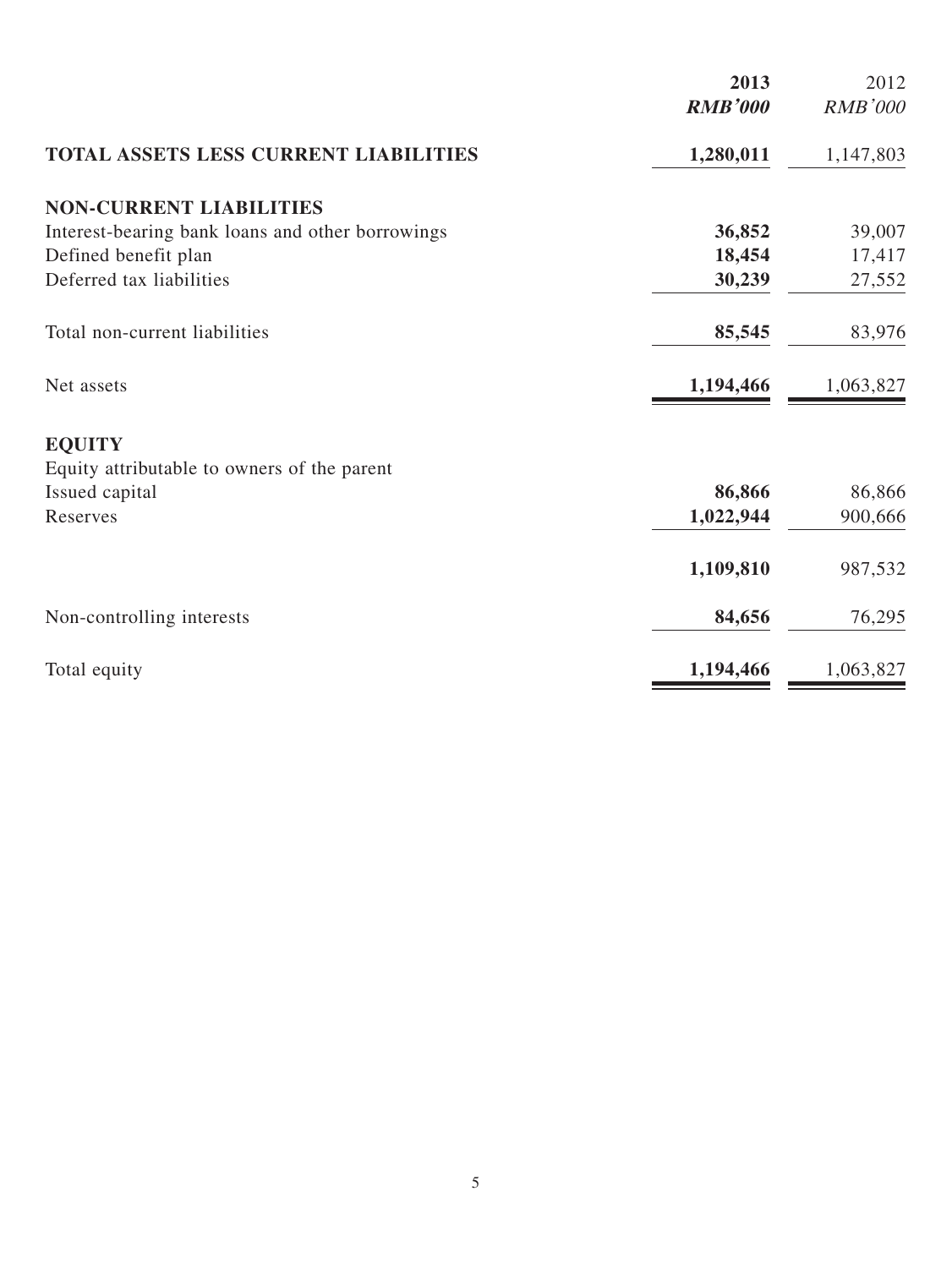| | 2013 | 2012 |
|---|---|---|
| | ***RMB'000*** | *RMB'000* |
| **TOTAL ASSETS LESS CURRENT LIABILITIES** | **1,280,011** | 1,147,803 |
| **NON-CURRENT LIABILITIES** | | |
| Interest-bearing bank loans and other borrowings | **36,852** | 39,007 |
| Defined benefit plan | **18,454** | 17,417 |
| Deferred tax liabilities | **30,239** | 27,552 |
| Total non-current liabilities | **85,545** | 83,976 |
| Net assets | **1,194,466** | 1,063,827 |
| **EQUITY** | | |
| Equity attributable to owners of the parent | | |
| Issued capital | **86,866** | 86,866 |
| Reserves | **1,022,944** | 900,666 |
| | **1,109,810** | 987,532 |
| Non-controlling interests | **84,656** | 76,295 |
| Total equity | **1,194,466** | 1,063,827 |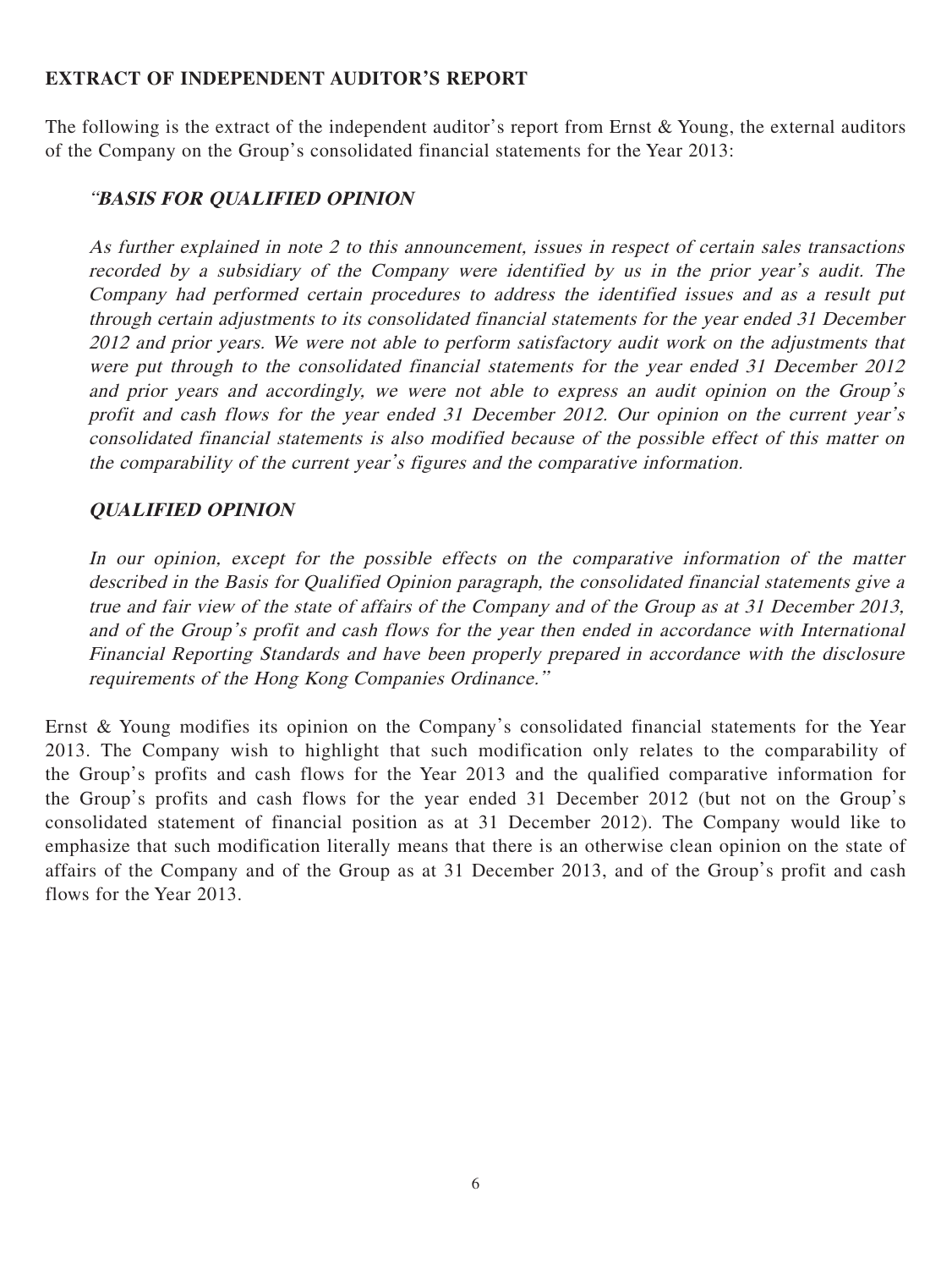**EXTRACT OF INDEPENDENT AUDITOR'S REPORT**

The following is the extract of the independent auditor's report from Ernst & Young, the external auditors of the Company on the Group's consolidated financial statements for the Year 2013:

> "***BASIS FOR QUALIFIED OPINION***
>
> *As further explained in note 2 to this announcement, issues in respect of certain sales transactions recorded by a subsidiary of the Company were identified by us in the prior year's audit. The Company had performed certain procedures to address the identified issues and as a result put through certain adjustments to its consolidated financial statements for the year ended 31 December 2012 and prior years. We were not able to perform satisfactory audit work on the adjustments that were put through to the consolidated financial statements for the year ended 31 December 2012 and prior years and accordingly, we were not able to express an audit opinion on the Group's profit and cash flows for the year ended 31 December 2012. Our opinion on the current year's consolidated financial statements is also modified because of the possible effect of this matter on the comparability of the current year's figures and the comparative information.*
>
> ***QUALIFIED OPINION***
>
> *In our opinion, except for the possible effects on the comparative information of the matter described in the Basis for Qualified Opinion paragraph, the consolidated financial statements give a true and fair view of the state of affairs of the Company and of the Group as at 31 December 2013, and of the Group's profit and cash flows for the year then ended in accordance with International Financial Reporting Standards and have been properly prepared in accordance with the disclosure requirements of the Hong Kong Companies Ordinance."*

Ernst & Young modifies its opinion on the Company's consolidated financial statements for the Year 2013. The Company wish to highlight that such modification only relates to the comparability of the Group's profits and cash flows for the Year 2013 and the qualified comparative information for the Group's profits and cash flows for the year ended 31 December 2012 (but not on the Group's consolidated statement of financial position as at 31 December 2012). The Company would like to emphasize that such modification literally means that there is an otherwise clean opinion on the state of affairs of the Company and of the Group as at 31 December 2013, and of the Group's profit and cash flows for the Year 2013.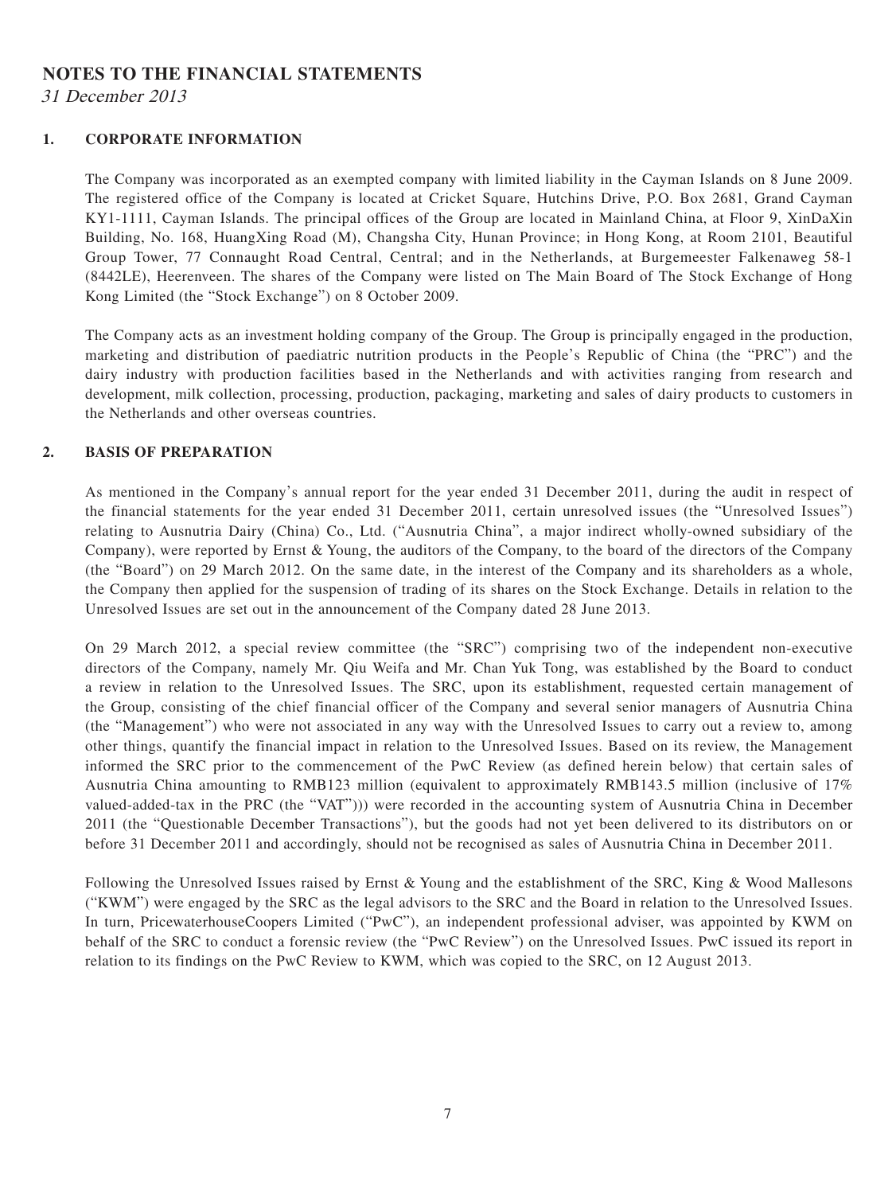# NOTES TO THE FINANCIAL STATEMENTS

*31 December 2013*

## 1. CORPORATE INFORMATION

The Company was incorporated as an exempted company with limited liability in the Cayman Islands on 8 June 2009. The registered office of the Company is located at Cricket Square, Hutchins Drive, P.O. Box 2681, Grand Cayman KY1-1111, Cayman Islands. The principal offices of the Group are located in Mainland China, at Floor 9, XinDaXin Building, No. 168, HuangXing Road (M), Changsha City, Hunan Province; in Hong Kong, at Room 2101, Beautiful Group Tower, 77 Connaught Road Central, Central; and in the Netherlands, at Burgemeester Falkenaweg 58-1 (8442LE), Heerenveen. The shares of the Company were listed on The Main Board of The Stock Exchange of Hong Kong Limited (the "Stock Exchange") on 8 October 2009.

The Company acts as an investment holding company of the Group. The Group is principally engaged in the production, marketing and distribution of paediatric nutrition products in the People's Republic of China (the "PRC") and the dairy industry with production facilities based in the Netherlands and with activities ranging from research and development, milk collection, processing, production, packaging, marketing and sales of dairy products to customers in the Netherlands and other overseas countries.

## 2. BASIS OF PREPARATION

As mentioned in the Company's annual report for the year ended 31 December 2011, during the audit in respect of the financial statements for the year ended 31 December 2011, certain unresolved issues (the "Unresolved Issues") relating to Ausnutria Dairy (China) Co., Ltd. ("Ausnutria China", a major indirect wholly-owned subsidiary of the Company), were reported by Ernst & Young, the auditors of the Company, to the board of the directors of the Company (the "Board") on 29 March 2012. On the same date, in the interest of the Company and its shareholders as a whole, the Company then applied for the suspension of trading of its shares on the Stock Exchange. Details in relation to the Unresolved Issues are set out in the announcement of the Company dated 28 June 2013.

On 29 March 2012, a special review committee (the "SRC") comprising two of the independent non-executive directors of the Company, namely Mr. Qiu Weifa and Mr. Chan Yuk Tong, was established by the Board to conduct a review in relation to the Unresolved Issues. The SRC, upon its establishment, requested certain management of the Group, consisting of the chief financial officer of the Company and several senior managers of Ausnutria China (the "Management") who were not associated in any way with the Unresolved Issues to carry out a review to, among other things, quantify the financial impact in relation to the Unresolved Issues. Based on its review, the Management informed the SRC prior to the commencement of the PwC Review (as defined herein below) that certain sales of Ausnutria China amounting to RMB123 million (equivalent to approximately RMB143.5 million (inclusive of 17% valued-added-tax in the PRC (the "VAT"))) were recorded in the accounting system of Ausnutria China in December 2011 (the "Questionable December Transactions"), but the goods had not yet been delivered to its distributors on or before 31 December 2011 and accordingly, should not be recognised as sales of Ausnutria China in December 2011.

Following the Unresolved Issues raised by Ernst & Young and the establishment of the SRC, King & Wood Mallesons ("KWM") were engaged by the SRC as the legal advisors to the SRC and the Board in relation to the Unresolved Issues. In turn, PricewaterhouseCoopers Limited ("PwC"), an independent professional adviser, was appointed by KWM on behalf of the SRC to conduct a forensic review (the "PwC Review") on the Unresolved Issues. PwC issued its report in relation to its findings on the PwC Review to KWM, which was copied to the SRC, on 12 August 2013.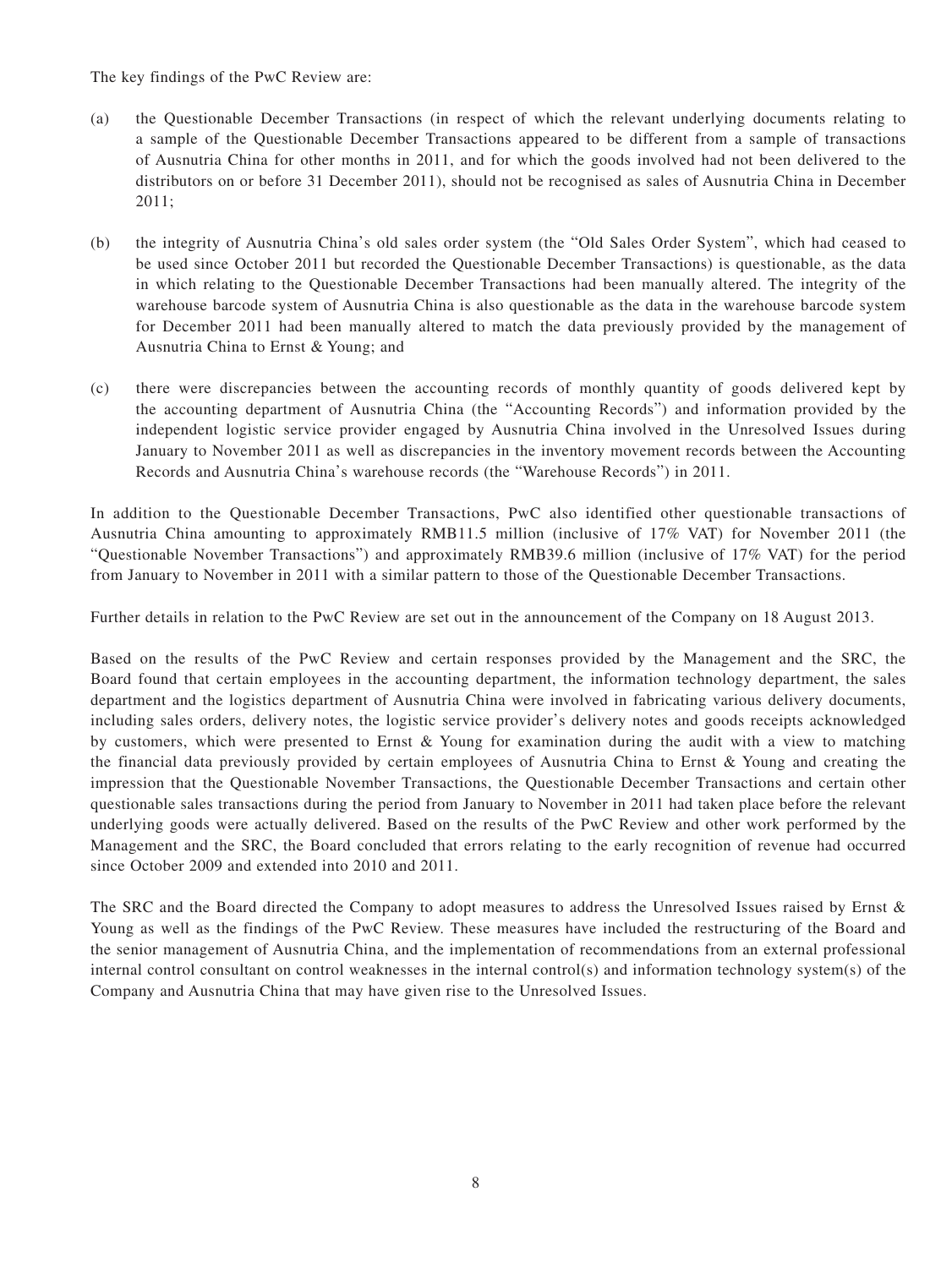The key findings of the PwC Review are:

(a) the Questionable December Transactions (in respect of which the relevant underlying documents relating to a sample of the Questionable December Transactions appeared to be different from a sample of transactions of Ausnutria China for other months in 2011, and for which the goods involved had not been delivered to the distributors on or before 31 December 2011), should not be recognised as sales of Ausnutria China in December 2011;

(b) the integrity of Ausnutria China's old sales order system (the "Old Sales Order System", which had ceased to be used since October 2011 but recorded the Questionable December Transactions) is questionable, as the data in which relating to the Questionable December Transactions had been manually altered. The integrity of the warehouse barcode system of Ausnutria China is also questionable as the data in the warehouse barcode system for December 2011 had been manually altered to match the data previously provided by the management of Ausnutria China to Ernst & Young; and

(c) there were discrepancies between the accounting records of monthly quantity of goods delivered kept by the accounting department of Ausnutria China (the "Accounting Records") and information provided by the independent logistic service provider engaged by Ausnutria China involved in the Unresolved Issues during January to November 2011 as well as discrepancies in the inventory movement records between the Accounting Records and Ausnutria China's warehouse records (the "Warehouse Records") in 2011.

In addition to the Questionable December Transactions, PwC also identified other questionable transactions of Ausnutria China amounting to approximately RMB11.5 million (inclusive of 17% VAT) for November 2011 (the "Questionable November Transactions") and approximately RMB39.6 million (inclusive of 17% VAT) for the period from January to November in 2011 with a similar pattern to those of the Questionable December Transactions.

Further details in relation to the PwC Review are set out in the announcement of the Company on 18 August 2013.

Based on the results of the PwC Review and certain responses provided by the Management and the SRC, the Board found that certain employees in the accounting department, the information technology department, the sales department and the logistics department of Ausnutria China were involved in fabricating various delivery documents, including sales orders, delivery notes, the logistic service provider's delivery notes and goods receipts acknowledged by customers, which were presented to Ernst & Young for examination during the audit with a view to matching the financial data previously provided by certain employees of Ausnutria China to Ernst & Young and creating the impression that the Questionable November Transactions, the Questionable December Transactions and certain other questionable sales transactions during the period from January to November in 2011 had taken place before the relevant underlying goods were actually delivered. Based on the results of the PwC Review and other work performed by the Management and the SRC, the Board concluded that errors relating to the early recognition of revenue had occurred since October 2009 and extended into 2010 and 2011.

The SRC and the Board directed the Company to adopt measures to address the Unresolved Issues raised by Ernst & Young as well as the findings of the PwC Review. These measures have included the restructuring of the Board and the senior management of Ausnutria China, and the implementation of recommendations from an external professional internal control consultant on control weaknesses in the internal control(s) and information technology system(s) of the Company and Ausnutria China that may have given rise to the Unresolved Issues.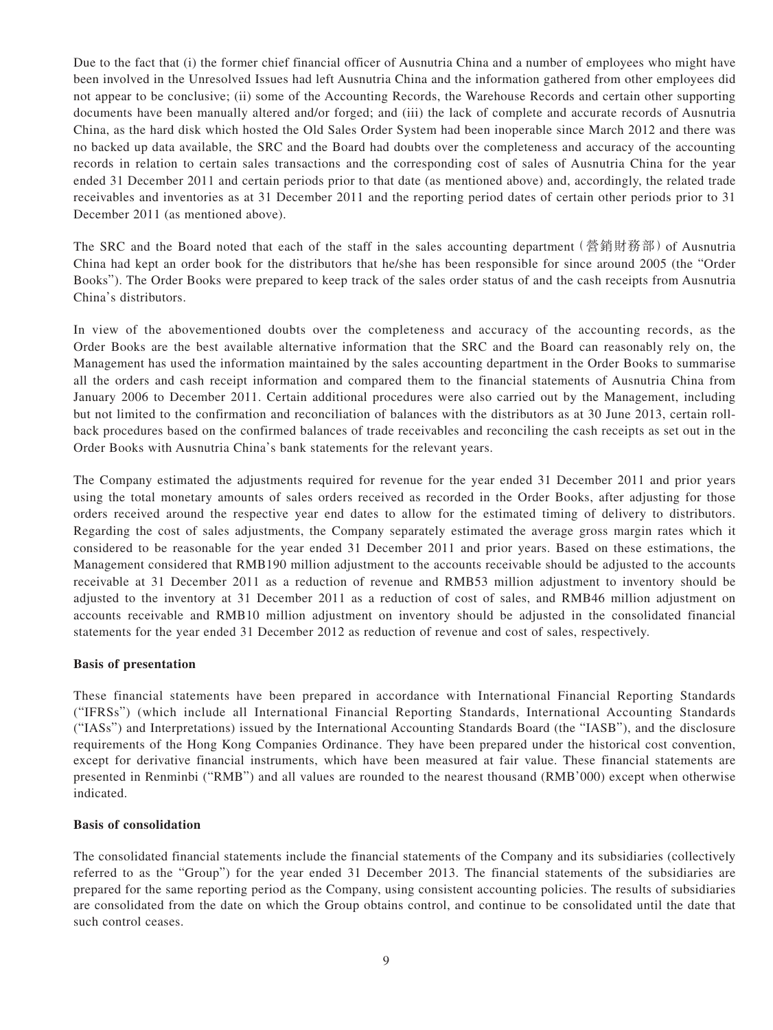Due to the fact that (i) the former chief financial officer of Ausnutria China and a number of employees who might have been involved in the Unresolved Issues had left Ausnutria China and the information gathered from other employees did not appear to be conclusive; (ii) some of the Accounting Records, the Warehouse Records and certain other supporting documents have been manually altered and/or forged; and (iii) the lack of complete and accurate records of Ausnutria China, as the hard disk which hosted the Old Sales Order System had been inoperable since March 2012 and there was no backed up data available, the SRC and the Board had doubts over the completeness and accuracy of the accounting records in relation to certain sales transactions and the corresponding cost of sales of Ausnutria China for the year ended 31 December 2011 and certain periods prior to that date (as mentioned above) and, accordingly, the related trade receivables and inventories as at 31 December 2011 and the reporting period dates of certain other periods prior to 31 December 2011 (as mentioned above).

The SRC and the Board noted that each of the staff in the sales accounting department (營銷財務部) of Ausnutria China had kept an order book for the distributors that he/she has been responsible for since around 2005 (the "Order Books"). The Order Books were prepared to keep track of the sales order status of and the cash receipts from Ausnutria China's distributors.

In view of the abovementioned doubts over the completeness and accuracy of the accounting records, as the Order Books are the best available alternative information that the SRC and the Board can reasonably rely on, the Management has used the information maintained by the sales accounting department in the Order Books to summarise all the orders and cash receipt information and compared them to the financial statements of Ausnutria China from January 2006 to December 2011. Certain additional procedures were also carried out by the Management, including but not limited to the confirmation and reconciliation of balances with the distributors as at 30 June 2013, certain roll-back procedures based on the confirmed balances of trade receivables and reconciling the cash receipts as set out in the Order Books with Ausnutria China's bank statements for the relevant years.

The Company estimated the adjustments required for revenue for the year ended 31 December 2011 and prior years using the total monetary amounts of sales orders received as recorded in the Order Books, after adjusting for those orders received around the respective year end dates to allow for the estimated timing of delivery to distributors. Regarding the cost of sales adjustments, the Company separately estimated the average gross margin rates which it considered to be reasonable for the year ended 31 December 2011 and prior years. Based on these estimations, the Management considered that RMB190 million adjustment to the accounts receivable should be adjusted to the accounts receivable at 31 December 2011 as a reduction of revenue and RMB53 million adjustment to inventory should be adjusted to the inventory at 31 December 2011 as a reduction of cost of sales, and RMB46 million adjustment on accounts receivable and RMB10 million adjustment on inventory should be adjusted in the consolidated financial statements for the year ended 31 December 2012 as reduction of revenue and cost of sales, respectively.

**Basis of presentation**

These financial statements have been prepared in accordance with International Financial Reporting Standards ("IFRSs") (which include all International Financial Reporting Standards, International Accounting Standards ("IASs") and Interpretations) issued by the International Accounting Standards Board (the "IASB"), and the disclosure requirements of the Hong Kong Companies Ordinance. They have been prepared under the historical cost convention, except for derivative financial instruments, which have been measured at fair value. These financial statements are presented in Renminbi ("RMB") and all values are rounded to the nearest thousand (RMB'000) except when otherwise indicated.

**Basis of consolidation**

The consolidated financial statements include the financial statements of the Company and its subsidiaries (collectively referred to as the "Group") for the year ended 31 December 2013. The financial statements of the subsidiaries are prepared for the same reporting period as the Company, using consistent accounting policies. The results of subsidiaries are consolidated from the date on which the Group obtains control, and continue to be consolidated until the date that such control ceases.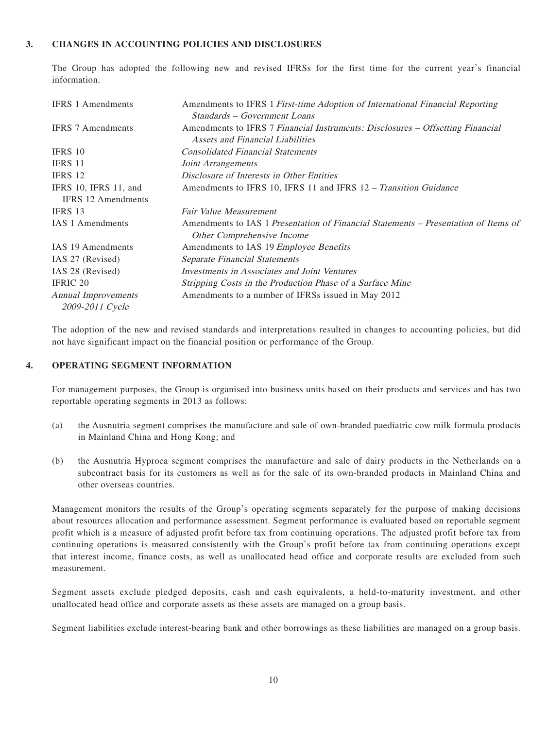## 3. CHANGES IN ACCOUNTING POLICIES AND DISCLOSURES

The Group has adopted the following new and revised IFRSs for the first time for the current year's financial information.

| | |
|---|---|
| IFRS 1 Amendments | Amendments to IFRS 1 *First-time Adoption of International Financial Reporting Standards – Government Loans* |
| IFRS 7 Amendments | Amendments to IFRS 7 *Financial Instruments: Disclosures – Offsetting Financial Assets and Financial Liabilities* |
| IFRS 10 | *Consolidated Financial Statements* |
| IFRS 11 | *Joint Arrangements* |
| IFRS 12 | *Disclosure of Interests in Other Entities* |
| IFRS 10, IFRS 11, and IFRS 12 Amendments | Amendments to IFRS 10, IFRS 11 and IFRS 12 – *Transition Guidance* |
| IFRS 13 | *Fair Value Measurement* |
| IAS 1 Amendments | Amendments to IAS 1 *Presentation of Financial Statements – Presentation of Items of Other Comprehensive Income* |
| IAS 19 Amendments | Amendments to IAS 19 *Employee Benefits* |
| IAS 27 (Revised) | *Separate Financial Statements* |
| IAS 28 (Revised) | *Investments in Associates and Joint Ventures* |
| IFRIC 20 | *Stripping Costs in the Production Phase of a Surface Mine* |
| *Annual Improvements 2009-2011 Cycle* | Amendments to a number of IFRSs issued in May 2012 |

The adoption of the new and revised standards and interpretations resulted in changes to accounting policies, but did not have significant impact on the financial position or performance of the Group.

## 4. OPERATING SEGMENT INFORMATION

For management purposes, the Group is organised into business units based on their products and services and has two reportable operating segments in 2013 as follows:

(a) the Ausnutria segment comprises the manufacture and sale of own-branded paediatric cow milk formula products in Mainland China and Hong Kong; and

(b) the Ausnutria Hyproca segment comprises the manufacture and sale of dairy products in the Netherlands on a subcontract basis for its customers as well as for the sale of its own-branded products in Mainland China and other overseas countries.

Management monitors the results of the Group's operating segments separately for the purpose of making decisions about resources allocation and performance assessment. Segment performance is evaluated based on reportable segment profit which is a measure of adjusted profit before tax from continuing operations. The adjusted profit before tax from continuing operations is measured consistently with the Group's profit before tax from continuing operations except that interest income, finance costs, as well as unallocated head office and corporate results are excluded from such measurement.

Segment assets exclude pledged deposits, cash and cash equivalents, a held-to-maturity investment, and other unallocated head office and corporate assets as these assets are managed on a group basis.

Segment liabilities exclude interest-bearing bank and other borrowings as these liabilities are managed on a group basis.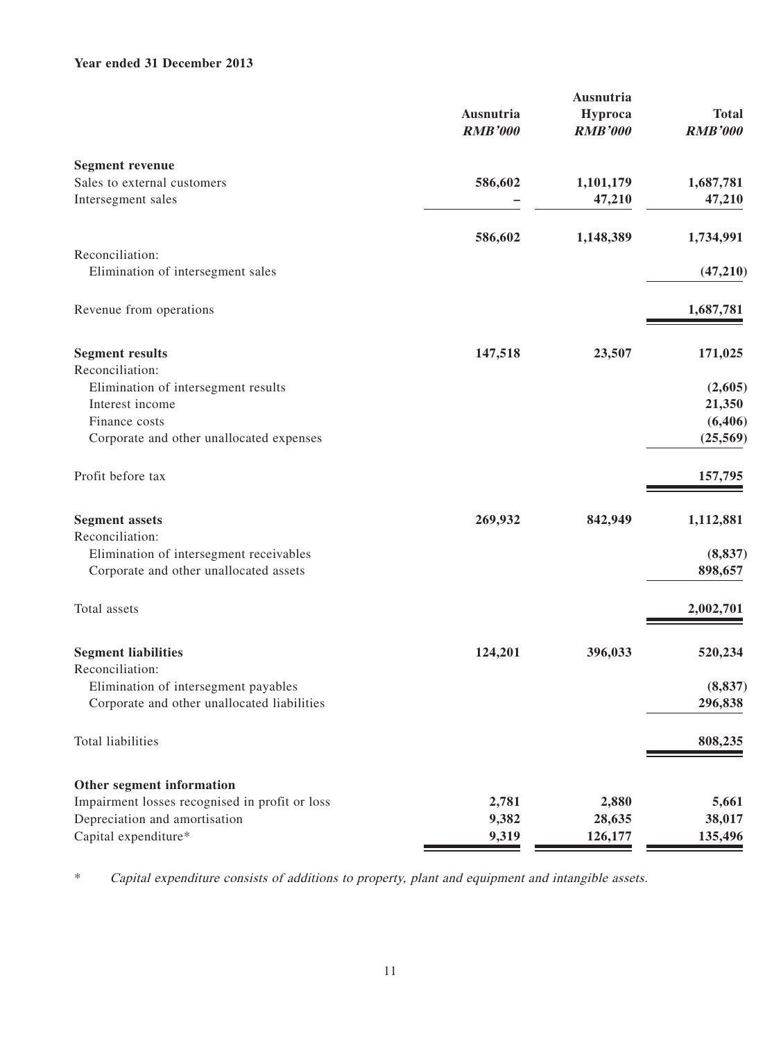**Year ended 31 December 2013**

| | Ausnutria | Ausnutria Hyproca | Total |
|---|---|---|---|
| | ***RMB'000*** | ***RMB'000*** | ***RMB'000*** |
| **Segment revenue** | | | |
| Sales to external customers | **586,602** | **1,101,179** | **1,687,781** |
| Intersegment sales | **–** | **47,210** | **47,210** |
| | **586,602** | **1,148,389** | **1,734,991** |
| Reconciliation: | | | |
| Elimination of intersegment sales | | | **(47,210)** |
| Revenue from operations | | | **1,687,781** |
| **Segment results** | **147,518** | **23,507** | **171,025** |
| Reconciliation: | | | |
| Elimination of intersegment results | | | **(2,605)** |
| Interest income | | | **21,350** |
| Finance costs | | | **(6,406)** |
| Corporate and other unallocated expenses | | | **(25,569)** |
| Profit before tax | | | **157,795** |
| **Segment assets** | **269,932** | **842,949** | **1,112,881** |
| Reconciliation: | | | |
| Elimination of intersegment receivables | | | **(8,837)** |
| Corporate and other unallocated assets | | | **898,657** |
| Total assets | | | **2,002,701** |
| **Segment liabilities** | **124,201** | **396,033** | **520,234** |
| Reconciliation: | | | |
| Elimination of intersegment payables | | | **(8,837)** |
| Corporate and other unallocated liabilities | | | **296,838** |
| Total liabilities | | | **808,235** |
| **Other segment information** | | | |
| Impairment losses recognised in profit or loss | **2,781** | **2,880** | **5,661** |
| Depreciation and amortisation | **9,382** | **28,635** | **38,017** |
| Capital expenditure* | **9,319** | **126,177** | **135,496** |

\* *Capital expenditure consists of additions to property, plant and equipment and intangible assets.*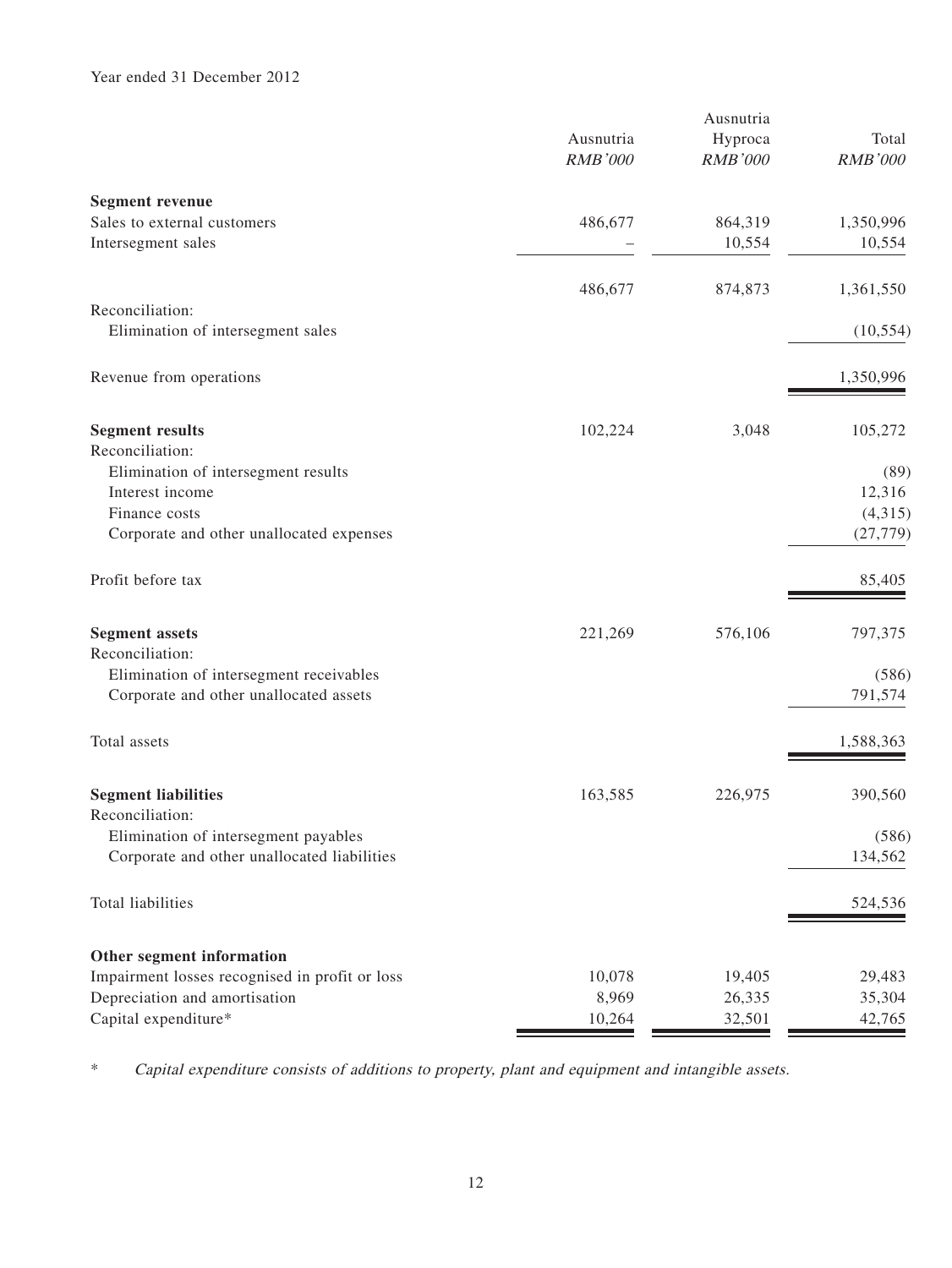Year ended 31 December 2012

| | Ausnutria<br>*RMB'000* | Ausnutria Hyproca<br>*RMB'000* | Total<br>*RMB'000* |
|---|---|---|---|
| **Segment revenue** | | | |
| Sales to external customers | 486,677 | 864,319 | 1,350,996 |
| Intersegment sales | – | 10,554 | 10,554 |
| | 486,677 | 874,873 | 1,361,550 |
| Reconciliation: | | | |
| Elimination of intersegment sales | | | (10,554) |
| Revenue from operations | | | 1,350,996 |
| **Segment results** | 102,224 | 3,048 | 105,272 |
| Reconciliation: | | | |
| Elimination of intersegment results | | | (89) |
| Interest income | | | 12,316 |
| Finance costs | | | (4,315) |
| Corporate and other unallocated expenses | | | (27,779) |
| Profit before tax | | | 85,405 |
| **Segment assets** | 221,269 | 576,106 | 797,375 |
| Reconciliation: | | | |
| Elimination of intersegment receivables | | | (586) |
| Corporate and other unallocated assets | | | 791,574 |
| Total assets | | | 1,588,363 |
| **Segment liabilities** | 163,585 | 226,975 | 390,560 |
| Reconciliation: | | | |
| Elimination of intersegment payables | | | (586) |
| Corporate and other unallocated liabilities | | | 134,562 |
| Total liabilities | | | 524,536 |
| **Other segment information** | | | |
| Impairment losses recognised in profit or loss | 10,078 | 19,405 | 29,483 |
| Depreciation and amortisation | 8,969 | 26,335 | 35,304 |
| Capital expenditure* | 10,264 | 32,501 | 42,765 |

\* *Capital expenditure consists of additions to property, plant and equipment and intangible assets.*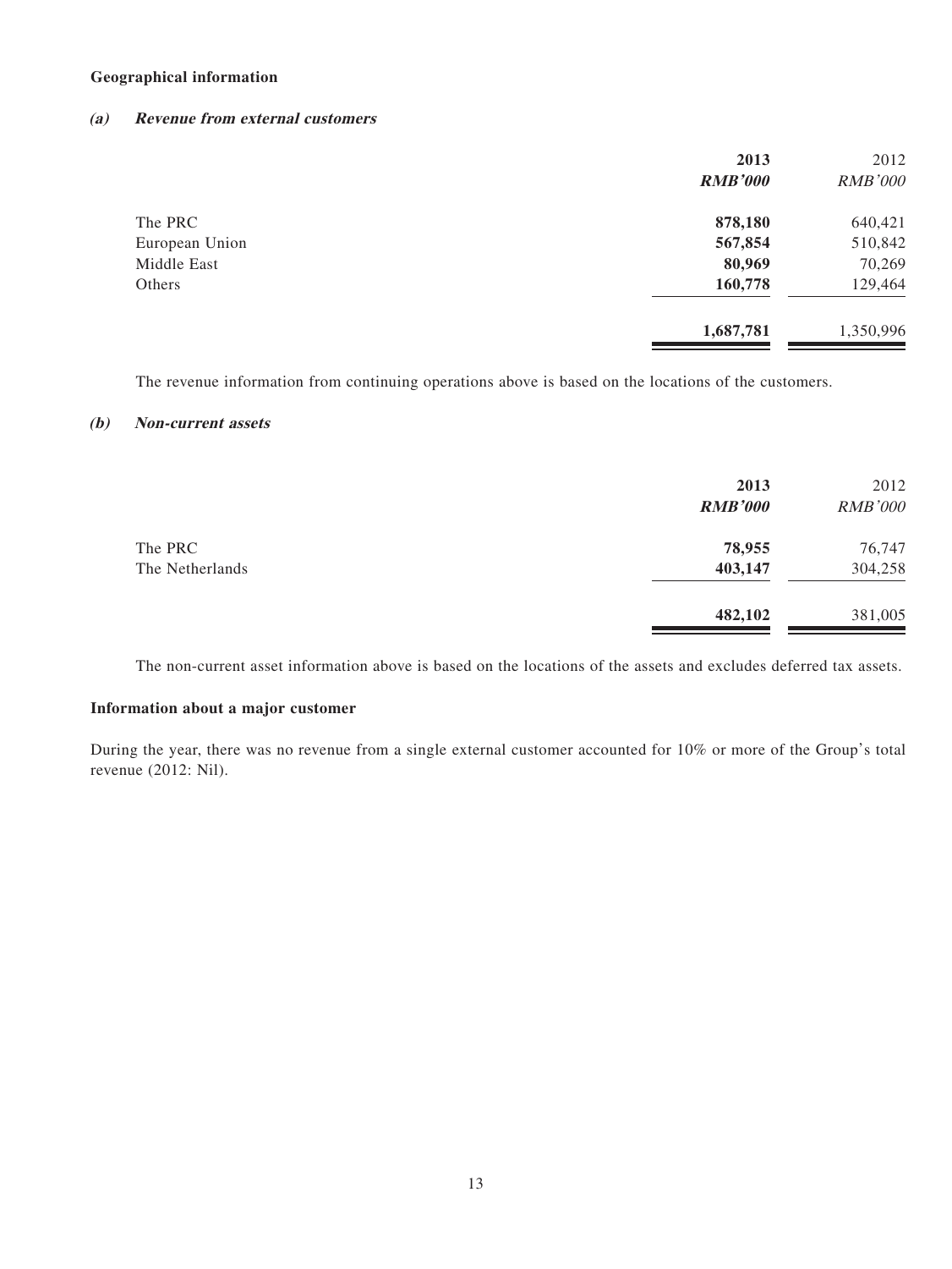**Geographical information**

***(a) Revenue from external customers***

| | 2013 | 2012 |
|---|---|---|
| | ***RMB'000*** | *RMB'000* |
| The PRC | **878,180** | 640,421 |
| European Union | **567,854** | 510,842 |
| Middle East | **80,969** | 70,269 |
| Others | **160,778** | 129,464 |
| | **1,687,781** | 1,350,996 |

The revenue information from continuing operations above is based on the locations of the customers.

***(b) Non-current assets***

| | 2013 | 2012 |
|---|---|---|
| | ***RMB'000*** | *RMB'000* |
| The PRC | **78,955** | 76,747 |
| The Netherlands | **403,147** | 304,258 |
| | **482,102** | 381,005 |

The non-current asset information above is based on the locations of the assets and excludes deferred tax assets.

**Information about a major customer**

During the year, there was no revenue from a single external customer accounted for 10% or more of the Group's total revenue (2012: Nil).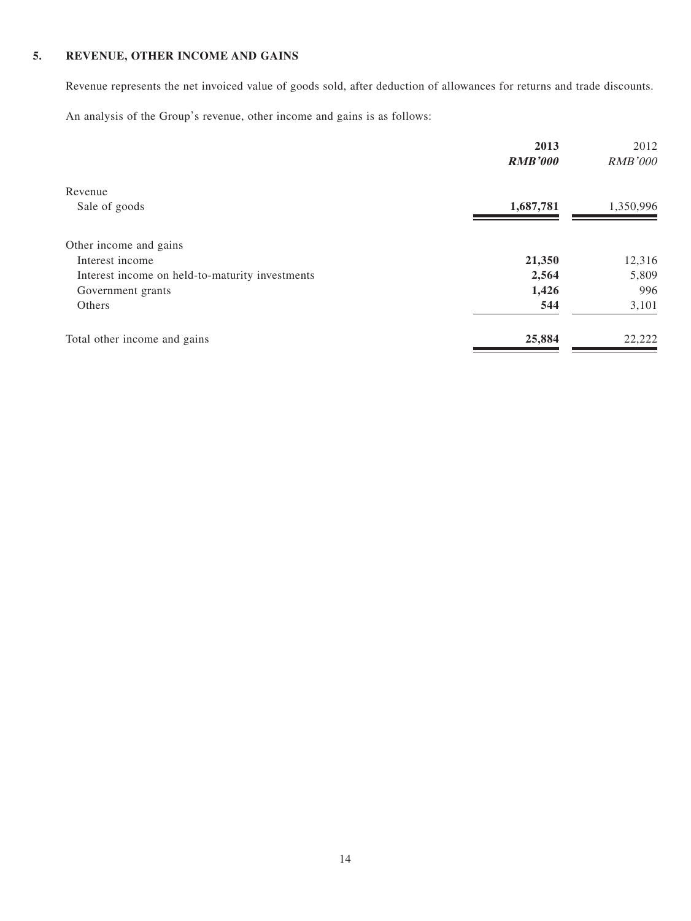## 5. REVENUE, OTHER INCOME AND GAINS

Revenue represents the net invoiced value of goods sold, after deduction of allowances for returns and trade discounts.

An analysis of the Group's revenue, other income and gains is as follows:

| | **2013** | 2012 |
|---|---|---|
| | ***RMB'000*** | *RMB'000* |
| Revenue | | |
| Sale of goods | **1,687,781** | 1,350,996 |
| Other income and gains | | |
| Interest income | **21,350** | 12,316 |
| Interest income on held-to-maturity investments | **2,564** | 5,809 |
| Government grants | **1,426** | 996 |
| Others | **544** | 3,101 |
| Total other income and gains | **25,884** | 22,222 |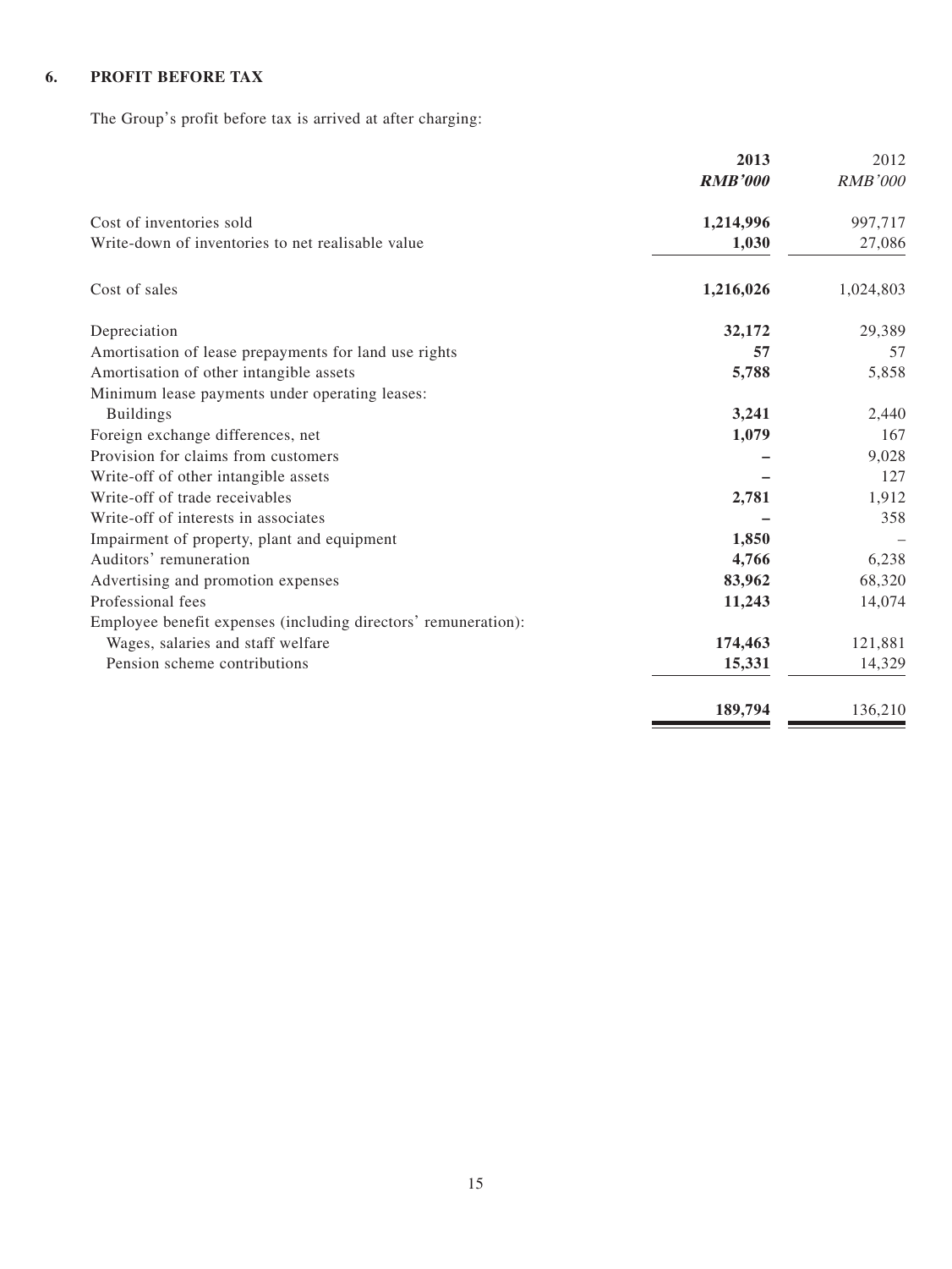## 6. PROFIT BEFORE TAX

The Group's profit before tax is arrived at after charging:

| | 2013 | 2012 |
|---|---|---|
| | ***RMB'000*** | *RMB'000* |
| Cost of inventories sold | **1,214,996** | 997,717 |
| Write-down of inventories to net realisable value | **1,030** | 27,086 |
| Cost of sales | **1,216,026** | 1,024,803 |
| Depreciation | **32,172** | 29,389 |
| Amortisation of lease prepayments for land use rights | **57** | 57 |
| Amortisation of other intangible assets | **5,788** | 5,858 |
| Minimum lease payments under operating leases: | | |
| Buildings | **3,241** | 2,440 |
| Foreign exchange differences, net | **1,079** | 167 |
| Provision for claims from customers | **–** | 9,028 |
| Write-off of other intangible assets | **–** | 127 |
| Write-off of trade receivables | **2,781** | 1,912 |
| Write-off of interests in associates | **–** | 358 |
| Impairment of property, plant and equipment | **1,850** | – |
| Auditors' remuneration | **4,766** | 6,238 |
| Advertising and promotion expenses | **83,962** | 68,320 |
| Professional fees | **11,243** | 14,074 |
| Employee benefit expenses (including directors' remuneration): | | |
| Wages, salaries and staff welfare | **174,463** | 121,881 |
| Pension scheme contributions | **15,331** | 14,329 |
| | **189,794** | 136,210 |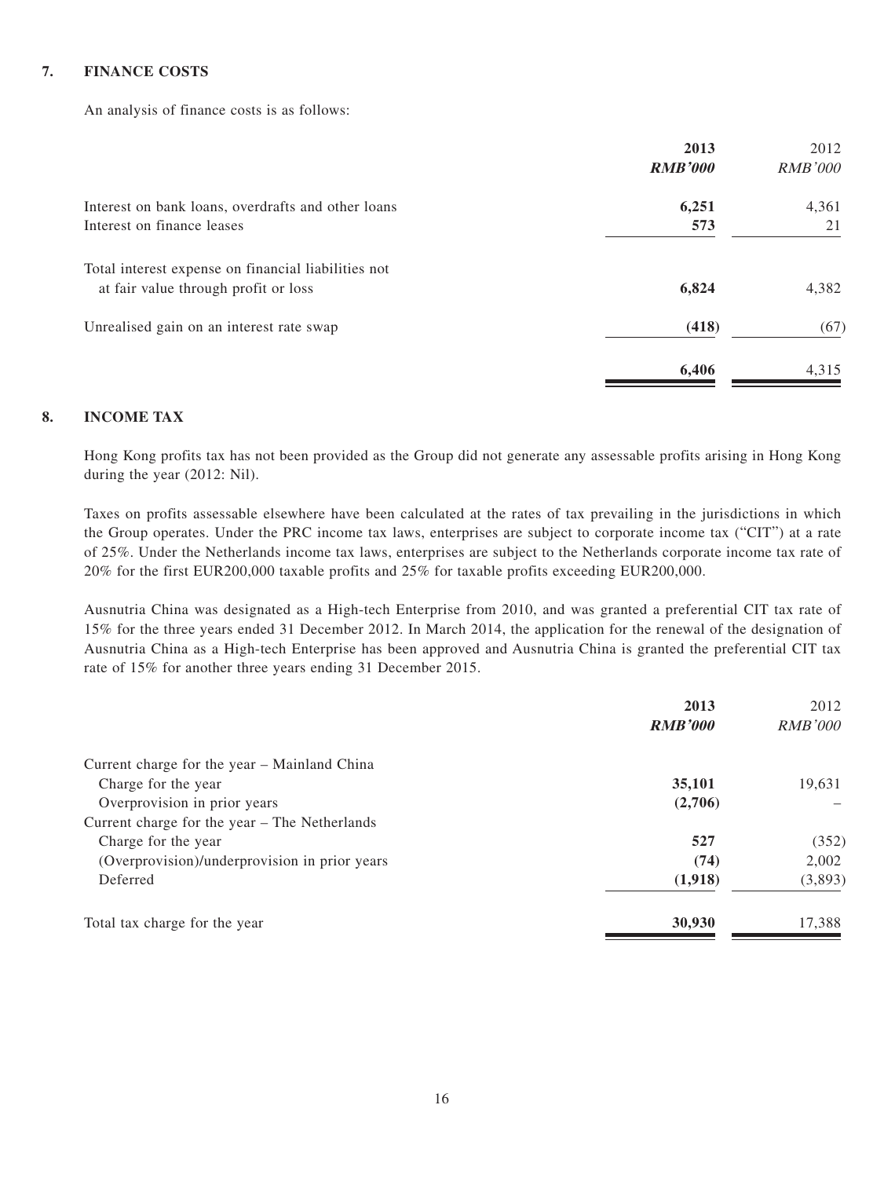## 7. FINANCE COSTS

An analysis of finance costs is as follows:

| | 2013 | 2012 |
|---|---|---|
| | ***RMB'000*** | *RMB'000* |
| Interest on bank loans, overdrafts and other loans | **6,251** | 4,361 |
| Interest on finance leases | **573** | 21 |
| Total interest expense on financial liabilities not at fair value through profit or loss | **6,824** | 4,382 |
| Unrealised gain on an interest rate swap | **(418)** | (67) |
| | **6,406** | 4,315 |

## 8. INCOME TAX

Hong Kong profits tax has not been provided as the Group did not generate any assessable profits arising in Hong Kong during the year (2012: Nil).

Taxes on profits assessable elsewhere have been calculated at the rates of tax prevailing in the jurisdictions in which the Group operates. Under the PRC income tax laws, enterprises are subject to corporate income tax ("CIT") at a rate of 25%. Under the Netherlands income tax laws, enterprises are subject to the Netherlands corporate income tax rate of 20% for the first EUR200,000 taxable profits and 25% for taxable profits exceeding EUR200,000.

Ausnutria China was designated as a High-tech Enterprise from 2010, and was granted a preferential CIT tax rate of 15% for the three years ended 31 December 2012. In March 2014, the application for the renewal of the designation of Ausnutria China as a High-tech Enterprise has been approved and Ausnutria China is granted the preferential CIT tax rate of 15% for another three years ending 31 December 2015.

| | 2013 | 2012 |
|---|---|---|
| | ***RMB'000*** | *RMB'000* |
| Current charge for the year – Mainland China | | |
| Charge for the year | **35,101** | 19,631 |
| Overprovision in prior years | **(2,706)** | – |
| Current charge for the year – The Netherlands | | |
| Charge for the year | **527** | (352) |
| (Overprovision)/underprovision in prior years | **(74)** | 2,002 |
| Deferred | **(1,918)** | (3,893) |
| Total tax charge for the year | **30,930** | 17,388 |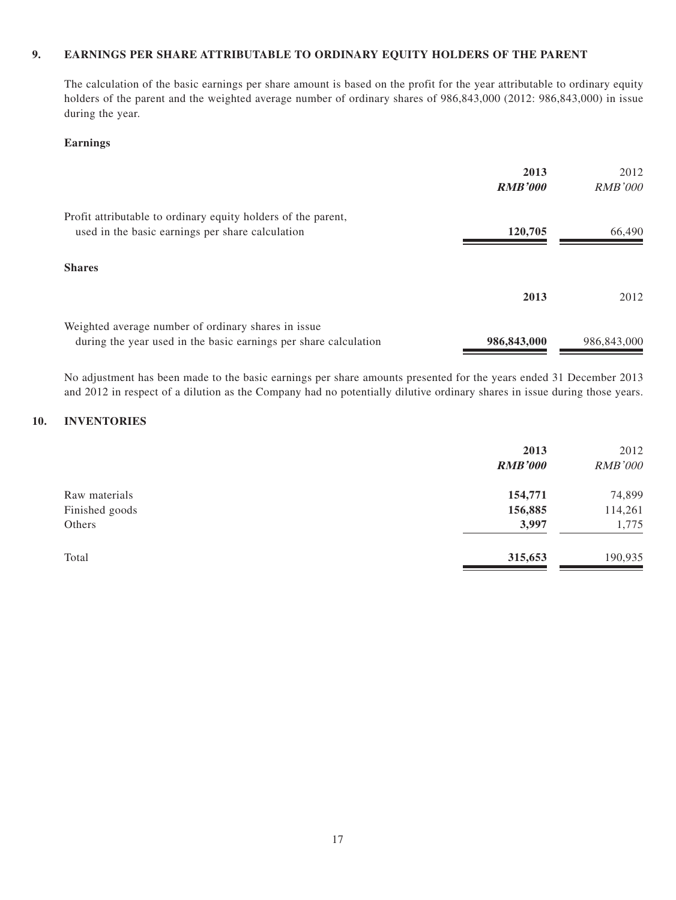## 9. EARNINGS PER SHARE ATTRIBUTABLE TO ORDINARY EQUITY HOLDERS OF THE PARENT

The calculation of the basic earnings per share amount is based on the profit for the year attributable to ordinary equity holders of the parent and the weighted average number of ordinary shares of 986,843,000 (2012: 986,843,000) in issue during the year.

**Earnings**

| | **2013** | 2012 |
|---|---|---|
| | ***RMB'000*** | *RMB'000* |
| Profit attributable to ordinary equity holders of the parent, used in the basic earnings per share calculation | **120,705** | 66,490 |

**Shares**

| | **2013** | 2012 |
|---|---|---|
| Weighted average number of ordinary shares in issue during the year used in the basic earnings per share calculation | **986,843,000** | 986,843,000 |

No adjustment has been made to the basic earnings per share amounts presented for the years ended 31 December 2013 and 2012 in respect of a dilution as the Company had no potentially dilutive ordinary shares in issue during those years.

## 10. INVENTORIES

| | **2013** | 2012 |
|---|---|---|
| | ***RMB'000*** | *RMB'000* |
| Raw materials | **154,771** | 74,899 |
| Finished goods | **156,885** | 114,261 |
| Others | **3,997** | 1,775 |
| Total | **315,653** | 190,935 |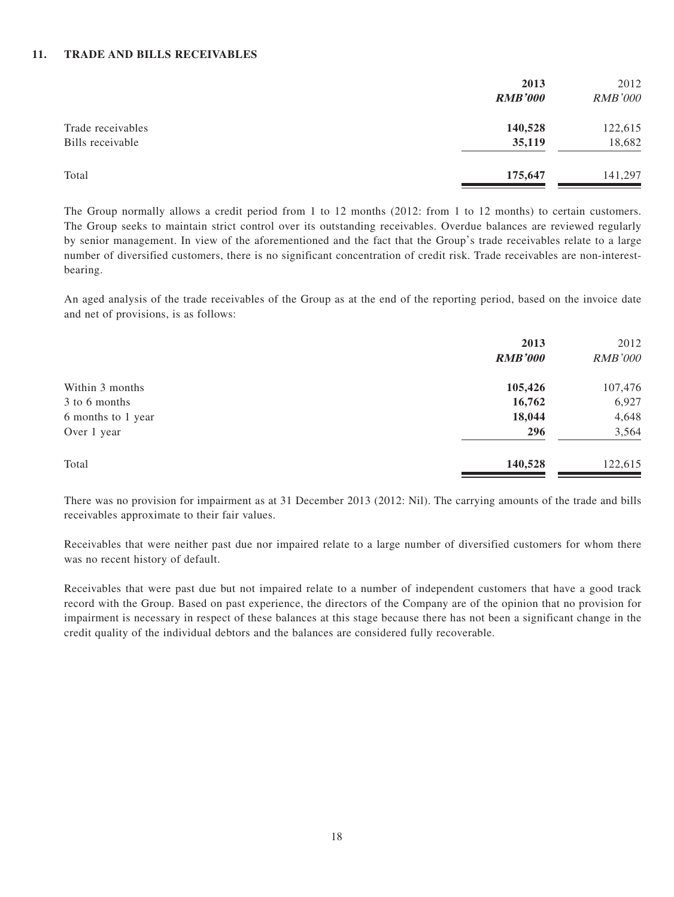## 11. TRADE AND BILLS RECEIVABLES

| | **2013** | 2012 |
|---|---|---|
| | ***RMB'000*** | *RMB'000* |
| Trade receivables | **140,528** | 122,615 |
| Bills receivable | **35,119** | 18,682 |
| Total | **175,647** | 141,297 |

The Group normally allows a credit period from 1 to 12 months (2012: from 1 to 12 months) to certain customers. The Group seeks to maintain strict control over its outstanding receivables. Overdue balances are reviewed regularly by senior management. In view of the aforementioned and the fact that the Group's trade receivables relate to a large number of diversified customers, there is no significant concentration of credit risk. Trade receivables are non-interest-bearing.

An aged analysis of the trade receivables of the Group as at the end of the reporting period, based on the invoice date and net of provisions, is as follows:

| | **2013** | 2012 |
|---|---|---|
| | ***RMB'000*** | *RMB'000* |
| Within 3 months | **105,426** | 107,476 |
| 3 to 6 months | **16,762** | 6,927 |
| 6 months to 1 year | **18,044** | 4,648 |
| Over 1 year | **296** | 3,564 |
| Total | **140,528** | 122,615 |

There was no provision for impairment as at 31 December 2013 (2012: Nil). The carrying amounts of the trade and bills receivables approximate to their fair values.

Receivables that were neither past due nor impaired relate to a large number of diversified customers for whom there was no recent history of default.

Receivables that were past due but not impaired relate to a number of independent customers that have a good track record with the Group. Based on past experience, the directors of the Company are of the opinion that no provision for impairment is necessary in respect of these balances at this stage because there has not been a significant change in the credit quality of the individual debtors and the balances are considered fully recoverable.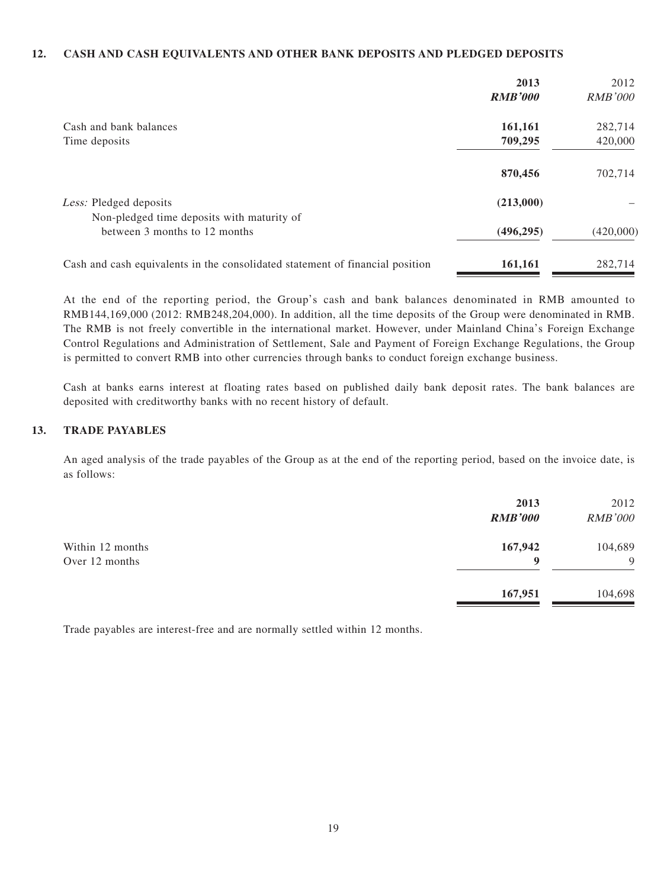## 12. CASH AND CASH EQUIVALENTS AND OTHER BANK DEPOSITS AND PLEDGED DEPOSITS

| | **2013** | 2012 |
|---|---|---|
| | ***RMB'000*** | *RMB'000* |
| Cash and bank balances | **161,161** | 282,714 |
| Time deposits | **709,295** | 420,000 |
| | **870,456** | 702,714 |
| *Less:* Pledged deposits | **(213,000)** | – |
| Non-pledged time deposits with maturity of between 3 months to 12 months | **(496,295)** | (420,000) |
| Cash and cash equivalents in the consolidated statement of financial position | **161,161** | 282,714 |

At the end of the reporting period, the Group's cash and bank balances denominated in RMB amounted to RMB144,169,000 (2012: RMB248,204,000). In addition, all the time deposits of the Group were denominated in RMB. The RMB is not freely convertible in the international market. However, under Mainland China's Foreign Exchange Control Regulations and Administration of Settlement, Sale and Payment of Foreign Exchange Regulations, the Group is permitted to convert RMB into other currencies through banks to conduct foreign exchange business.

Cash at banks earns interest at floating rates based on published daily bank deposit rates. The bank balances are deposited with creditworthy banks with no recent history of default.

## 13. TRADE PAYABLES

An aged analysis of the trade payables of the Group as at the end of the reporting period, based on the invoice date, is as follows:

| | **2013** | 2012 |
|---|---|---|
| | ***RMB'000*** | *RMB'000* |
| Within 12 months | **167,942** | 104,689 |
| Over 12 months | **9** | 9 |
| | **167,951** | 104,698 |

Trade payables are interest-free and are normally settled within 12 months.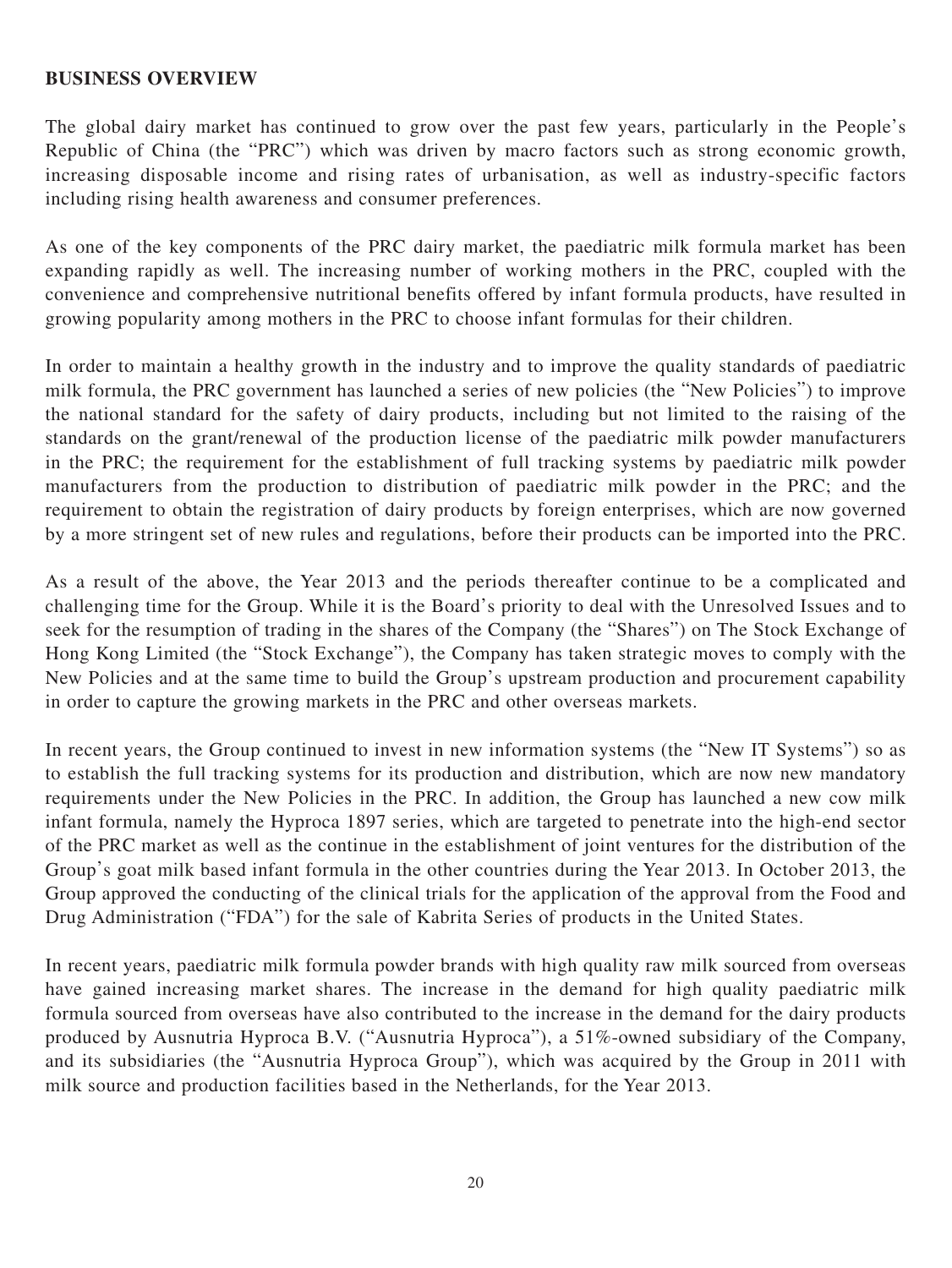## BUSINESS OVERVIEW

The global dairy market has continued to grow over the past few years, particularly in the People's Republic of China (the "PRC") which was driven by macro factors such as strong economic growth, increasing disposable income and rising rates of urbanisation, as well as industry-specific factors including rising health awareness and consumer preferences.

As one of the key components of the PRC dairy market, the paediatric milk formula market has been expanding rapidly as well. The increasing number of working mothers in the PRC, coupled with the convenience and comprehensive nutritional benefits offered by infant formula products, have resulted in growing popularity among mothers in the PRC to choose infant formulas for their children.

In order to maintain a healthy growth in the industry and to improve the quality standards of paediatric milk formula, the PRC government has launched a series of new policies (the "New Policies") to improve the national standard for the safety of dairy products, including but not limited to the raising of the standards on the grant/renewal of the production license of the paediatric milk powder manufacturers in the PRC; the requirement for the establishment of full tracking systems by paediatric milk powder manufacturers from the production to distribution of paediatric milk powder in the PRC; and the requirement to obtain the registration of dairy products by foreign enterprises, which are now governed by a more stringent set of new rules and regulations, before their products can be imported into the PRC.

As a result of the above, the Year 2013 and the periods thereafter continue to be a complicated and challenging time for the Group. While it is the Board's priority to deal with the Unresolved Issues and to seek for the resumption of trading in the shares of the Company (the "Shares") on The Stock Exchange of Hong Kong Limited (the "Stock Exchange"), the Company has taken strategic moves to comply with the New Policies and at the same time to build the Group's upstream production and procurement capability in order to capture the growing markets in the PRC and other overseas markets.

In recent years, the Group continued to invest in new information systems (the "New IT Systems") so as to establish the full tracking systems for its production and distribution, which are now new mandatory requirements under the New Policies in the PRC. In addition, the Group has launched a new cow milk infant formula, namely the Hyproca 1897 series, which are targeted to penetrate into the high-end sector of the PRC market as well as the continue in the establishment of joint ventures for the distribution of the Group's goat milk based infant formula in the other countries during the Year 2013. In October 2013, the Group approved the conducting of the clinical trials for the application of the approval from the Food and Drug Administration ("FDA") for the sale of Kabrita Series of products in the United States.

In recent years, paediatric milk formula powder brands with high quality raw milk sourced from overseas have gained increasing market shares. The increase in the demand for high quality paediatric milk formula sourced from overseas have also contributed to the increase in the demand for the dairy products produced by Ausnutria Hyproca B.V. ("Ausnutria Hyproca"), a 51%-owned subsidiary of the Company, and its subsidiaries (the "Ausnutria Hyproca Group"), which was acquired by the Group in 2011 with milk source and production facilities based in the Netherlands, for the Year 2013.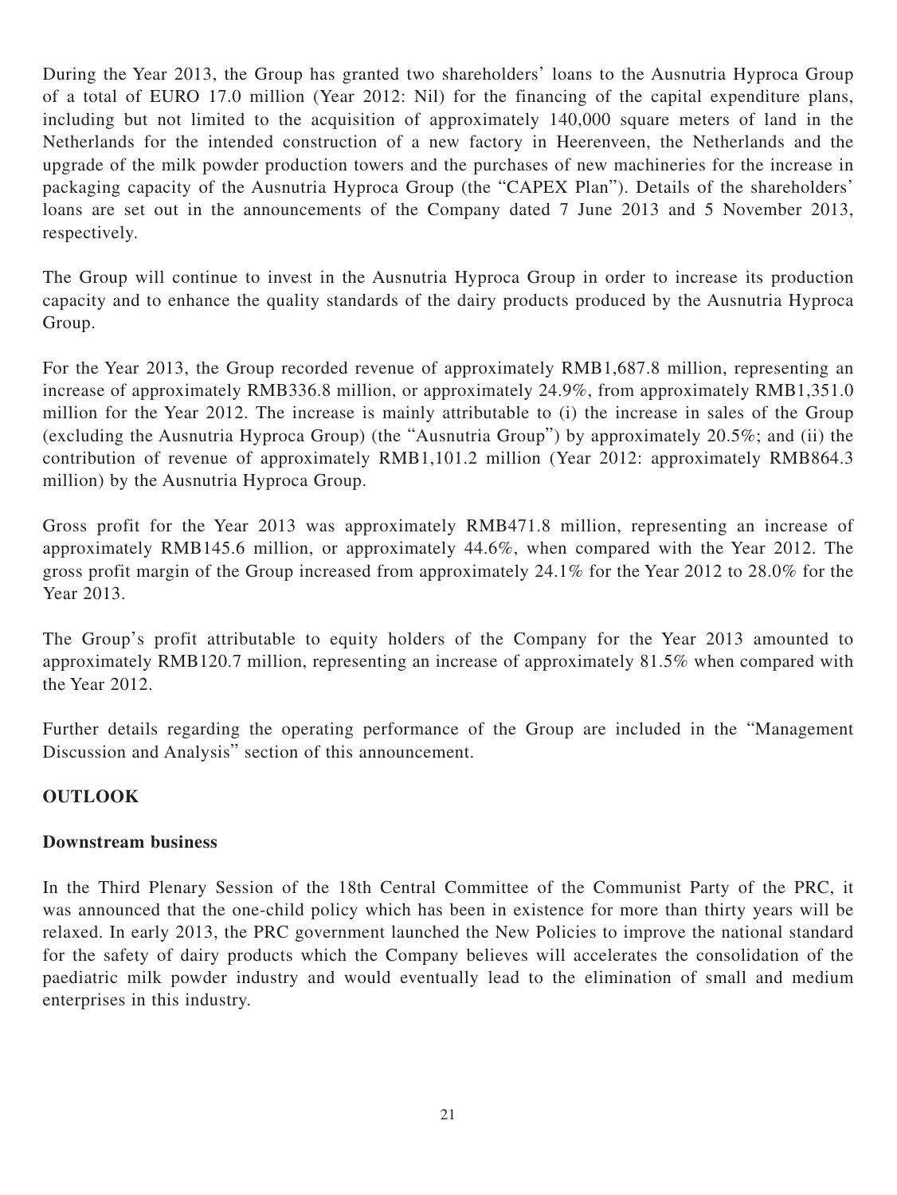During the Year 2013, the Group has granted two shareholders' loans to the Ausnutria Hyproca Group of a total of EURO 17.0 million (Year 2012: Nil) for the financing of the capital expenditure plans, including but not limited to the acquisition of approximately 140,000 square meters of land in the Netherlands for the intended construction of a new factory in Heerenveen, the Netherlands and the upgrade of the milk powder production towers and the purchases of new machineries for the increase in packaging capacity of the Ausnutria Hyproca Group (the "CAPEX Plan"). Details of the shareholders' loans are set out in the announcements of the Company dated 7 June 2013 and 5 November 2013, respectively.

The Group will continue to invest in the Ausnutria Hyproca Group in order to increase its production capacity and to enhance the quality standards of the dairy products produced by the Ausnutria Hyproca Group.

For the Year 2013, the Group recorded revenue of approximately RMB1,687.8 million, representing an increase of approximately RMB336.8 million, or approximately 24.9%, from approximately RMB1,351.0 million for the Year 2012. The increase is mainly attributable to (i) the increase in sales of the Group (excluding the Ausnutria Hyproca Group) (the "Ausnutria Group") by approximately 20.5%; and (ii) the contribution of revenue of approximately RMB1,101.2 million (Year 2012: approximately RMB864.3 million) by the Ausnutria Hyproca Group.

Gross profit for the Year 2013 was approximately RMB471.8 million, representing an increase of approximately RMB145.6 million, or approximately 44.6%, when compared with the Year 2012. The gross profit margin of the Group increased from approximately 24.1% for the Year 2012 to 28.0% for the Year 2013.

The Group's profit attributable to equity holders of the Company for the Year 2013 amounted to approximately RMB120.7 million, representing an increase of approximately 81.5% when compared with the Year 2012.

Further details regarding the operating performance of the Group are included in the "Management Discussion and Analysis" section of this announcement.

## OUTLOOK

### Downstream business

In the Third Plenary Session of the 18th Central Committee of the Communist Party of the PRC, it was announced that the one-child policy which has been in existence for more than thirty years will be relaxed. In early 2013, the PRC government launched the New Policies to improve the national standard for the safety of dairy products which the Company believes will accelerates the consolidation of the paediatric milk powder industry and would eventually lead to the elimination of small and medium enterprises in this industry.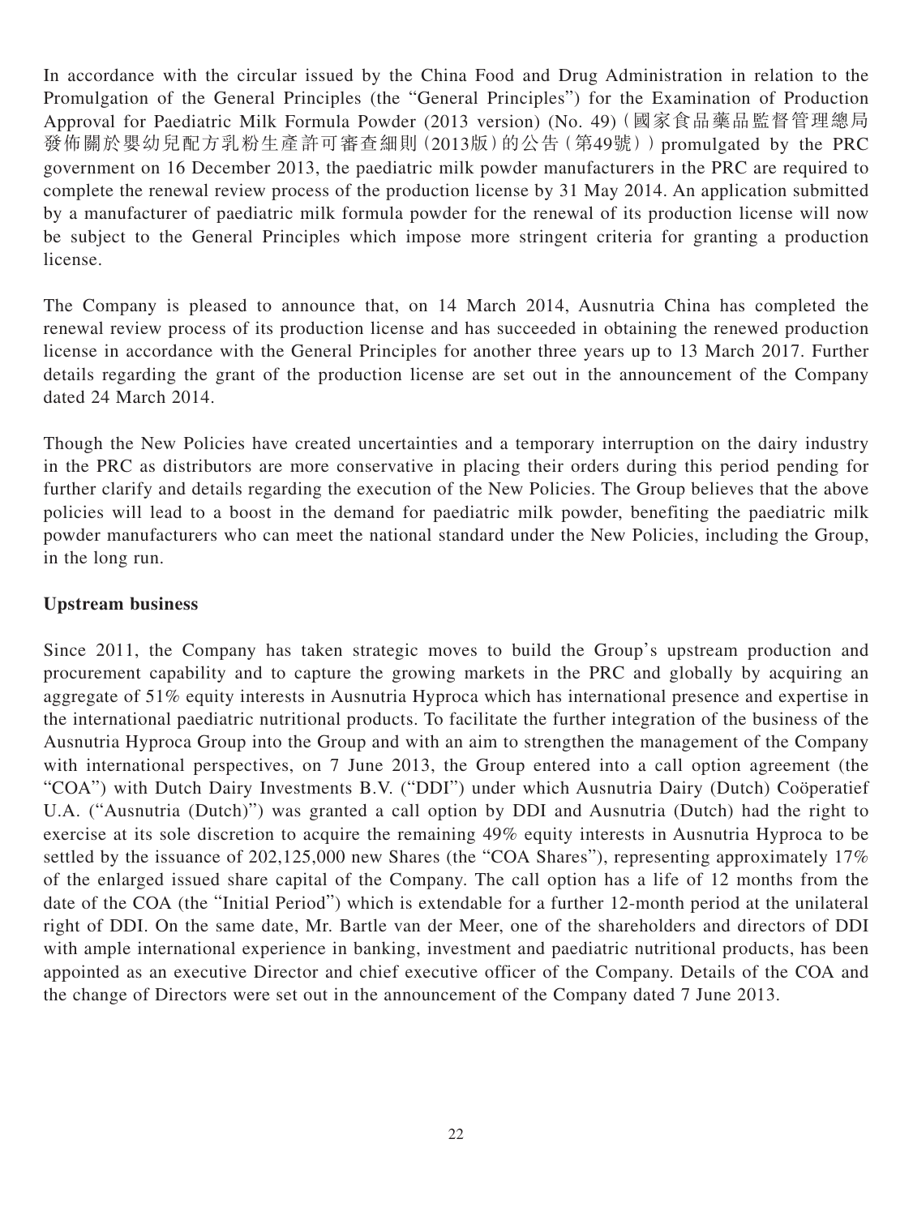In accordance with the circular issued by the China Food and Drug Administration in relation to the Promulgation of the General Principles (the "General Principles") for the Examination of Production Approval for Paediatric Milk Formula Powder (2013 version) (No. 49) (國家食品藥品監督管理總局發佈關於嬰幼兒配方乳粉生產許可審查細則(2013版)的公告(第49號)) promulgated by the PRC government on 16 December 2013, the paediatric milk powder manufacturers in the PRC are required to complete the renewal review process of the production license by 31 May 2014. An application submitted by a manufacturer of paediatric milk formula powder for the renewal of its production license will now be subject to the General Principles which impose more stringent criteria for granting a production license.

The Company is pleased to announce that, on 14 March 2014, Ausnutria China has completed the renewal review process of its production license and has succeeded in obtaining the renewed production license in accordance with the General Principles for another three years up to 13 March 2017. Further details regarding the grant of the production license are set out in the announcement of the Company dated 24 March 2014.

Though the New Policies have created uncertainties and a temporary interruption on the dairy industry in the PRC as distributors are more conservative in placing their orders during this period pending for further clarify and details regarding the execution of the New Policies. The Group believes that the above policies will lead to a boost in the demand for paediatric milk powder, benefiting the paediatric milk powder manufacturers who can meet the national standard under the New Policies, including the Group, in the long run.

**Upstream business**

Since 2011, the Company has taken strategic moves to build the Group's upstream production and procurement capability and to capture the growing markets in the PRC and globally by acquiring an aggregate of 51% equity interests in Ausnutria Hyproca which has international presence and expertise in the international paediatric nutritional products. To facilitate the further integration of the business of the Ausnutria Hyproca Group into the Group and with an aim to strengthen the management of the Company with international perspectives, on 7 June 2013, the Group entered into a call option agreement (the "COA") with Dutch Dairy Investments B.V. ("DDI") under which Ausnutria Dairy (Dutch) Coöperatief U.A. ("Ausnutria (Dutch)") was granted a call option by DDI and Ausnutria (Dutch) had the right to exercise at its sole discretion to acquire the remaining 49% equity interests in Ausnutria Hyproca to be settled by the issuance of 202,125,000 new Shares (the "COA Shares"), representing approximately 17% of the enlarged issued share capital of the Company. The call option has a life of 12 months from the date of the COA (the "Initial Period") which is extendable for a further 12-month period at the unilateral right of DDI. On the same date, Mr. Bartle van der Meer, one of the shareholders and directors of DDI with ample international experience in banking, investment and paediatric nutritional products, has been appointed as an executive Director and chief executive officer of the Company. Details of the COA and the change of Directors were set out in the announcement of the Company dated 7 June 2013.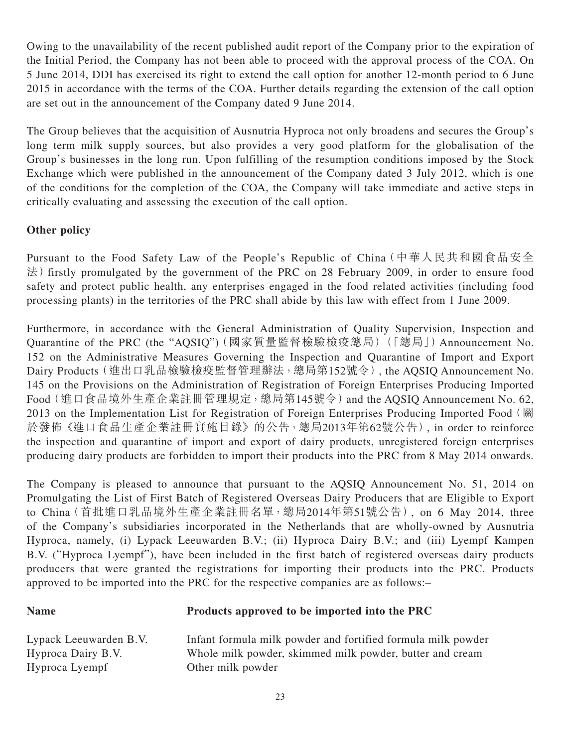Owing to the unavailability of the recent published audit report of the Company prior to the expiration of the Initial Period, the Company has not been able to proceed with the approval process of the COA. On 5 June 2014, DDI has exercised its right to extend the call option for another 12-month period to 6 June 2015 in accordance with the terms of the COA. Further details regarding the extension of the call option are set out in the announcement of the Company dated 9 June 2014.

The Group believes that the acquisition of Ausnutria Hyproca not only broadens and secures the Group's long term milk supply sources, but also provides a very good platform for the globalisation of the Group's businesses in the long run. Upon fulfilling of the resumption conditions imposed by the Stock Exchange which were published in the announcement of the Company dated 3 July 2012, which is one of the conditions for the completion of the COA, the Company will take immediate and active steps in critically evaluating and assessing the execution of the call option.

**Other policy**

Pursuant to the Food Safety Law of the People's Republic of China（中華人民共和國食品安全法）firstly promulgated by the government of the PRC on 28 February 2009, in order to ensure food safety and protect public health, any enterprises engaged in the food related activities (including food processing plants) in the territories of the PRC shall abide by this law with effect from 1 June 2009.

Furthermore, in accordance with the General Administration of Quality Supervision, Inspection and Quarantine of the PRC (the "AQSIQ")（國家質量監督檢驗檢疫總局）(「總局」) Announcement No. 152 on the Administrative Measures Governing the Inspection and Quarantine of Import and Export Dairy Products（進出口乳品檢驗檢疫監督管理辦法，總局第152號令）, the AQSIQ Announcement No. 145 on the Provisions on the Administration of Registration of Foreign Enterprises Producing Imported Food（進口食品境外生產企業註冊管理規定，總局第145號令）and the AQSIQ Announcement No. 62, 2013 on the Implementation List for Registration of Foreign Enterprises Producing Imported Food（關於發佈《進口食品生產企業註冊實施目錄》的公告，總局2013年第62號公告）, in order to reinforce the inspection and quarantine of import and export of dairy products, unregistered foreign enterprises producing dairy products are forbidden to import their products into the PRC from 8 May 2014 onwards.

The Company is pleased to announce that pursuant to the AQSIQ Announcement No. 51, 2014 on Promulgating the List of First Batch of Registered Overseas Dairy Producers that are Eligible to Export to China（首批進口乳品境外生產企業註冊名單，總局2014年第51號公告）, on 6 May 2014, three of the Company's subsidiaries incorporated in the Netherlands that are wholly-owned by Ausnutria Hyproca, namely, (i) Lypack Leeuwarden B.V.; (ii) Hyproca Dairy B.V.; and (iii) Lyempf Kampen B.V. ("Hyproca Lyempf"), have been included in the first batch of registered overseas dairy products producers that were granted the registrations for importing their products into the PRC. Products approved to be imported into the PRC for the respective companies are as follows:–

| **Name** | **Products approved to be imported into the PRC** |
| --- | --- |
| Lypack Leeuwarden B.V. | Infant formula milk powder and fortified formula milk powder |
| Hyproca Dairy B.V. | Whole milk powder, skimmed milk powder, butter and cream |
| Hyproca Lyempf | Other milk powder |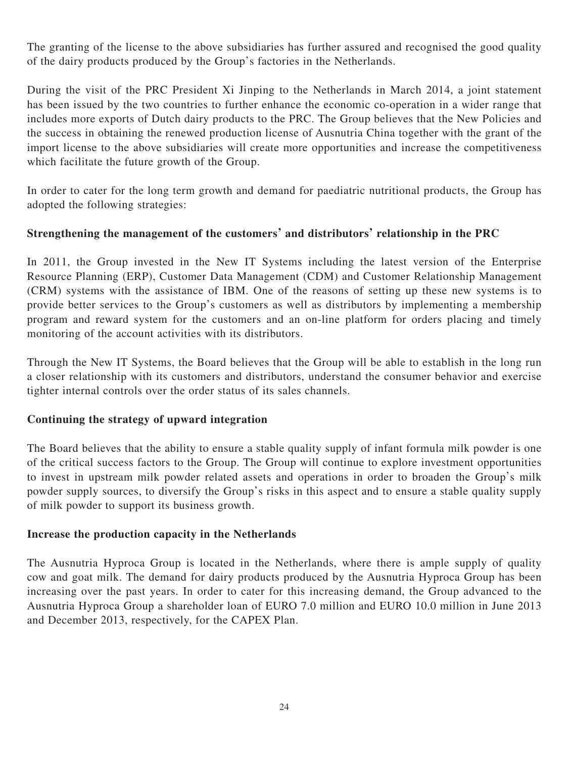The granting of the license to the above subsidiaries has further assured and recognised the good quality of the dairy products produced by the Group's factories in the Netherlands.

During the visit of the PRC President Xi Jinping to the Netherlands in March 2014, a joint statement has been issued by the two countries to further enhance the economic co-operation in a wider range that includes more exports of Dutch dairy products to the PRC. The Group believes that the New Policies and the success in obtaining the renewed production license of Ausnutria China together with the grant of the import license to the above subsidiaries will create more opportunities and increase the competitiveness which facilitate the future growth of the Group.

In order to cater for the long term growth and demand for paediatric nutritional products, the Group has adopted the following strategies:

**Strengthening the management of the customers' and distributors' relationship in the PRC**

In 2011, the Group invested in the New IT Systems including the latest version of the Enterprise Resource Planning (ERP), Customer Data Management (CDM) and Customer Relationship Management (CRM) systems with the assistance of IBM. One of the reasons of setting up these new systems is to provide better services to the Group's customers as well as distributors by implementing a membership program and reward system for the customers and an on-line platform for orders placing and timely monitoring of the account activities with its distributors.

Through the New IT Systems, the Board believes that the Group will be able to establish in the long run a closer relationship with its customers and distributors, understand the consumer behavior and exercise tighter internal controls over the order status of its sales channels.

**Continuing the strategy of upward integration**

The Board believes that the ability to ensure a stable quality supply of infant formula milk powder is one of the critical success factors to the Group. The Group will continue to explore investment opportunities to invest in upstream milk powder related assets and operations in order to broaden the Group's milk powder supply sources, to diversify the Group's risks in this aspect and to ensure a stable quality supply of milk powder to support its business growth.

**Increase the production capacity in the Netherlands**

The Ausnutria Hyproca Group is located in the Netherlands, where there is ample supply of quality cow and goat milk. The demand for dairy products produced by the Ausnutria Hyproca Group has been increasing over the past years. In order to cater for this increasing demand, the Group advanced to the Ausnutria Hyproca Group a shareholder loan of EURO 7.0 million and EURO 10.0 million in June 2013 and December 2013, respectively, for the CAPEX Plan.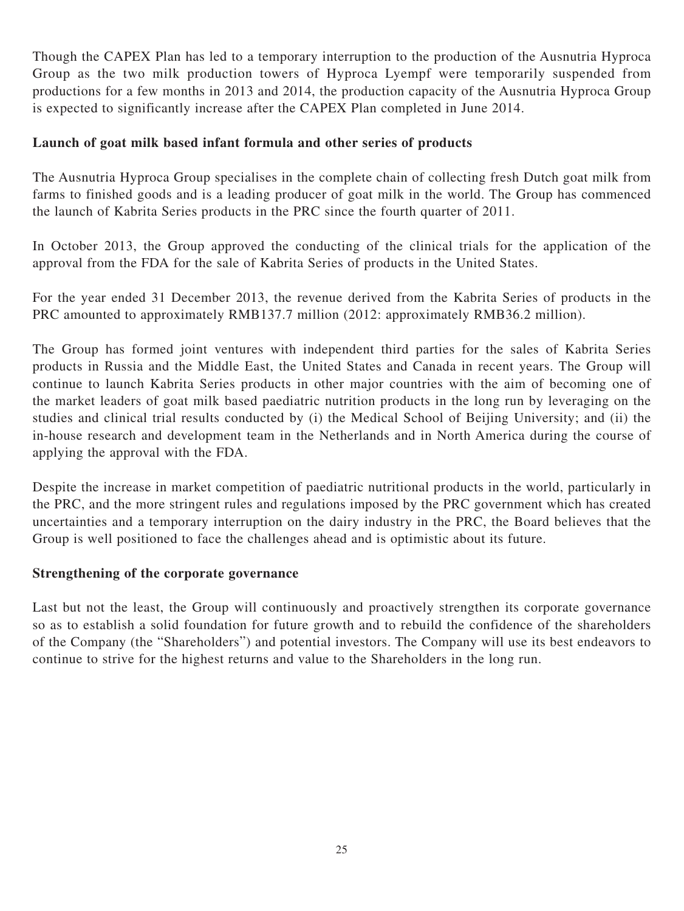Though the CAPEX Plan has led to a temporary interruption to the production of the Ausnutria Hyproca Group as the two milk production towers of Hyproca Lyempf were temporarily suspended from productions for a few months in 2013 and 2014, the production capacity of the Ausnutria Hyproca Group is expected to significantly increase after the CAPEX Plan completed in June 2014.

**Launch of goat milk based infant formula and other series of products**

The Ausnutria Hyproca Group specialises in the complete chain of collecting fresh Dutch goat milk from farms to finished goods and is a leading producer of goat milk in the world. The Group has commenced the launch of Kabrita Series products in the PRC since the fourth quarter of 2011.

In October 2013, the Group approved the conducting of the clinical trials for the application of the approval from the FDA for the sale of Kabrita Series of products in the United States.

For the year ended 31 December 2013, the revenue derived from the Kabrita Series of products in the PRC amounted to approximately RMB137.7 million (2012: approximately RMB36.2 million).

The Group has formed joint ventures with independent third parties for the sales of Kabrita Series products in Russia and the Middle East, the United States and Canada in recent years. The Group will continue to launch Kabrita Series products in other major countries with the aim of becoming one of the market leaders of goat milk based paediatric nutrition products in the long run by leveraging on the studies and clinical trial results conducted by (i) the Medical School of Beijing University; and (ii) the in-house research and development team in the Netherlands and in North America during the course of applying the approval with the FDA.

Despite the increase in market competition of paediatric nutritional products in the world, particularly in the PRC, and the more stringent rules and regulations imposed by the PRC government which has created uncertainties and a temporary interruption on the dairy industry in the PRC, the Board believes that the Group is well positioned to face the challenges ahead and is optimistic about its future.

**Strengthening of the corporate governance**

Last but not the least, the Group will continuously and proactively strengthen its corporate governance so as to establish a solid foundation for future growth and to rebuild the confidence of the shareholders of the Company (the "Shareholders") and potential investors. The Company will use its best endeavors to continue to strive for the highest returns and value to the Shareholders in the long run.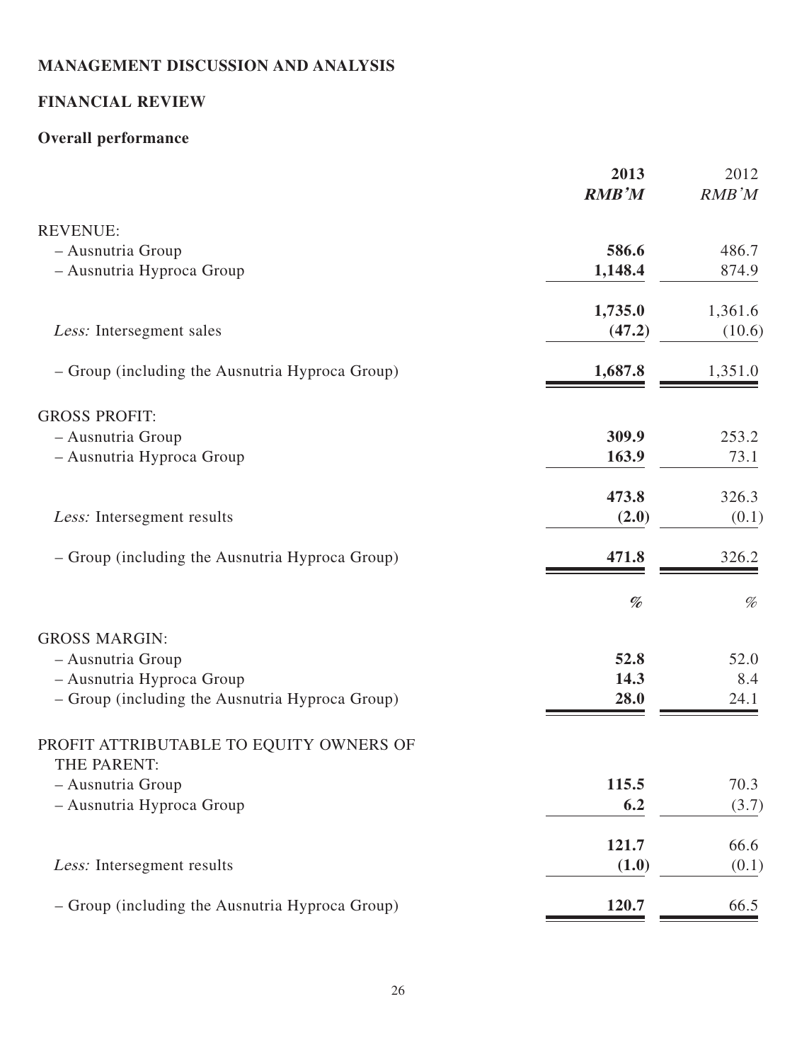# MANAGEMENT DISCUSSION AND ANALYSIS

## FINANCIAL REVIEW

### Overall performance

| | **2013** | 2012 |
|---|---|---|
| | ***RMB'M*** | *RMB'M* |
| REVENUE: | | |
| – Ausnutria Group | **586.6** | 486.7 |
| – Ausnutria Hyproca Group | **1,148.4** | 874.9 |
| | **1,735.0** | 1,361.6 |
| *Less:* Intersegment sales | **(47.2)** | (10.6) |
| – Group (including the Ausnutria Hyproca Group) | **1,687.8** | 1,351.0 |
| GROSS PROFIT: | | |
| – Ausnutria Group | **309.9** | 253.2 |
| – Ausnutria Hyproca Group | **163.9** | 73.1 |
| | **473.8** | 326.3 |
| *Less:* Intersegment results | **(2.0)** | (0.1) |
| – Group (including the Ausnutria Hyproca Group) | **471.8** | 326.2 |
| | ***%*** | *%* |
| GROSS MARGIN: | | |
| – Ausnutria Group | **52.8** | 52.0 |
| – Ausnutria Hyproca Group | **14.3** | 8.4 |
| – Group (including the Ausnutria Hyproca Group) | **28.0** | 24.1 |
| PROFIT ATTRIBUTABLE TO EQUITY OWNERS OF THE PARENT: | | |
| – Ausnutria Group | **115.5** | 70.3 |
| – Ausnutria Hyproca Group | **6.2** | (3.7) |
| | **121.7** | 66.6 |
| *Less:* Intersegment results | **(1.0)** | (0.1) |
| – Group (including the Ausnutria Hyproca Group) | **120.7** | 66.5 |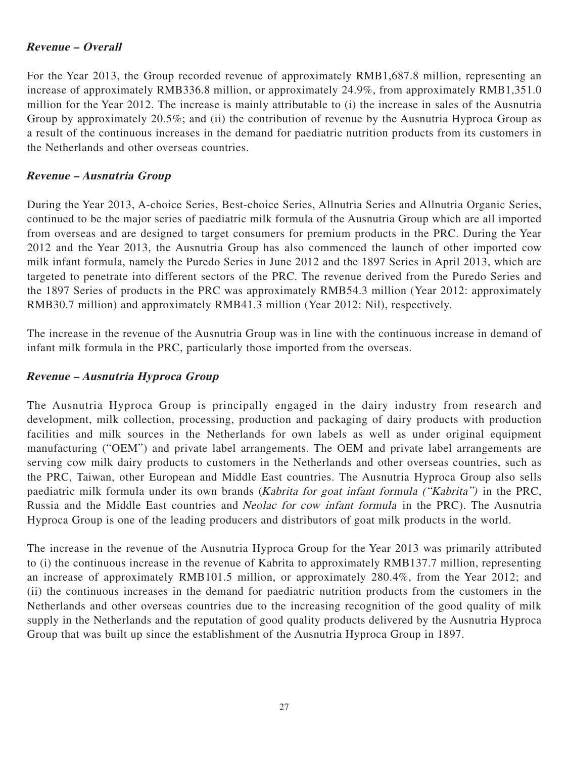### ***Revenue – Overall***

For the Year 2013, the Group recorded revenue of approximately RMB1,687.8 million, representing an increase of approximately RMB336.8 million, or approximately 24.9%, from approximately RMB1,351.0 million for the Year 2012. The increase is mainly attributable to (i) the increase in sales of the Ausnutria Group by approximately 20.5%; and (ii) the contribution of revenue by the Ausnutria Hyproca Group as a result of the continuous increases in the demand for paediatric nutrition products from its customers in the Netherlands and other overseas countries.

### ***Revenue – Ausnutria Group***

During the Year 2013, A-choice Series, Best-choice Series, Allnutria Series and Allnutria Organic Series, continued to be the major series of paediatric milk formula of the Ausnutria Group which are all imported from overseas and are designed to target consumers for premium products in the PRC. During the Year 2012 and the Year 2013, the Ausnutria Group has also commenced the launch of other imported cow milk infant formula, namely the Puredo Series in June 2012 and the 1897 Series in April 2013, which are targeted to penetrate into different sectors of the PRC. The revenue derived from the Puredo Series and the 1897 Series of products in the PRC was approximately RMB54.3 million (Year 2012: approximately RMB30.7 million) and approximately RMB41.3 million (Year 2012: Nil), respectively.

The increase in the revenue of the Ausnutria Group was in line with the continuous increase in demand of infant milk formula in the PRC, particularly those imported from the overseas.

### ***Revenue – Ausnutria Hyproca Group***

The Ausnutria Hyproca Group is principally engaged in the dairy industry from research and development, milk collection, processing, production and packaging of dairy products with production facilities and milk sources in the Netherlands for own labels as well as under original equipment manufacturing ("OEM") and private label arrangements. The OEM and private label arrangements are serving cow milk dairy products to customers in the Netherlands and other overseas countries, such as the PRC, Taiwan, other European and Middle East countries. The Ausnutria Hyproca Group also sells paediatric milk formula under its own brands (*Kabrita for goat infant formula ("Kabrita")* in the PRC, Russia and the Middle East countries and *Neolac for cow infant formula* in the PRC). The Ausnutria Hyproca Group is one of the leading producers and distributors of goat milk products in the world.

The increase in the revenue of the Ausnutria Hyproca Group for the Year 2013 was primarily attributed to (i) the continuous increase in the revenue of Kabrita to approximately RMB137.7 million, representing an increase of approximately RMB101.5 million, or approximately 280.4%, from the Year 2012; and (ii) the continuous increases in the demand for paediatric nutrition products from the customers in the Netherlands and other overseas countries due to the increasing recognition of the good quality of milk supply in the Netherlands and the reputation of good quality products delivered by the Ausnutria Hyproca Group that was built up since the establishment of the Ausnutria Hyproca Group in 1897.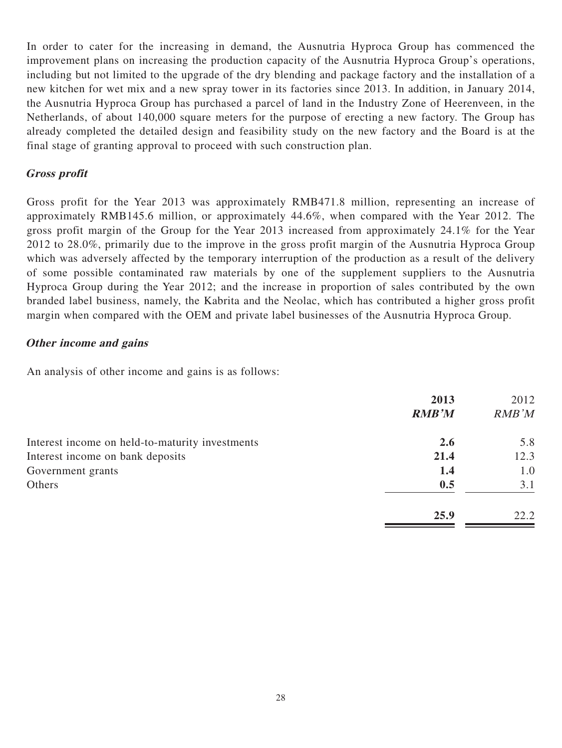In order to cater for the increasing in demand, the Ausnutria Hyproca Group has commenced the improvement plans on increasing the production capacity of the Ausnutria Hyproca Group's operations, including but not limited to the upgrade of the dry blending and package factory and the installation of a new kitchen for wet mix and a new spray tower in its factories since 2013. In addition, in January 2014, the Ausnutria Hyproca Group has purchased a parcel of land in the Industry Zone of Heerenveen, in the Netherlands, of about 140,000 square meters for the purpose of erecting a new factory. The Group has already completed the detailed design and feasibility study on the new factory and the Board is at the final stage of granting approval to proceed with such construction plan.

***Gross profit***

Gross profit for the Year 2013 was approximately RMB471.8 million, representing an increase of approximately RMB145.6 million, or approximately 44.6%, when compared with the Year 2012. The gross profit margin of the Group for the Year 2013 increased from approximately 24.1% for the Year 2012 to 28.0%, primarily due to the improve in the gross profit margin of the Ausnutria Hyproca Group which was adversely affected by the temporary interruption of the production as a result of the delivery of some possible contaminated raw materials by one of the supplement suppliers to the Ausnutria Hyproca Group during the Year 2012; and the increase in proportion of sales contributed by the own branded label business, namely, the Kabrita and the Neolac, which has contributed a higher gross profit margin when compared with the OEM and private label businesses of the Ausnutria Hyproca Group.

***Other income and gains***

An analysis of other income and gains is as follows:

| | **2013** | 2012 |
|---|---|---|
| | ***RMB'M*** | *RMB'M* |
| Interest income on held-to-maturity investments | **2.6** | 5.8 |
| Interest income on bank deposits | **21.4** | 12.3 |
| Government grants | **1.4** | 1.0 |
| Others | **0.5** | 3.1 |
| | **25.9** | 22.2 |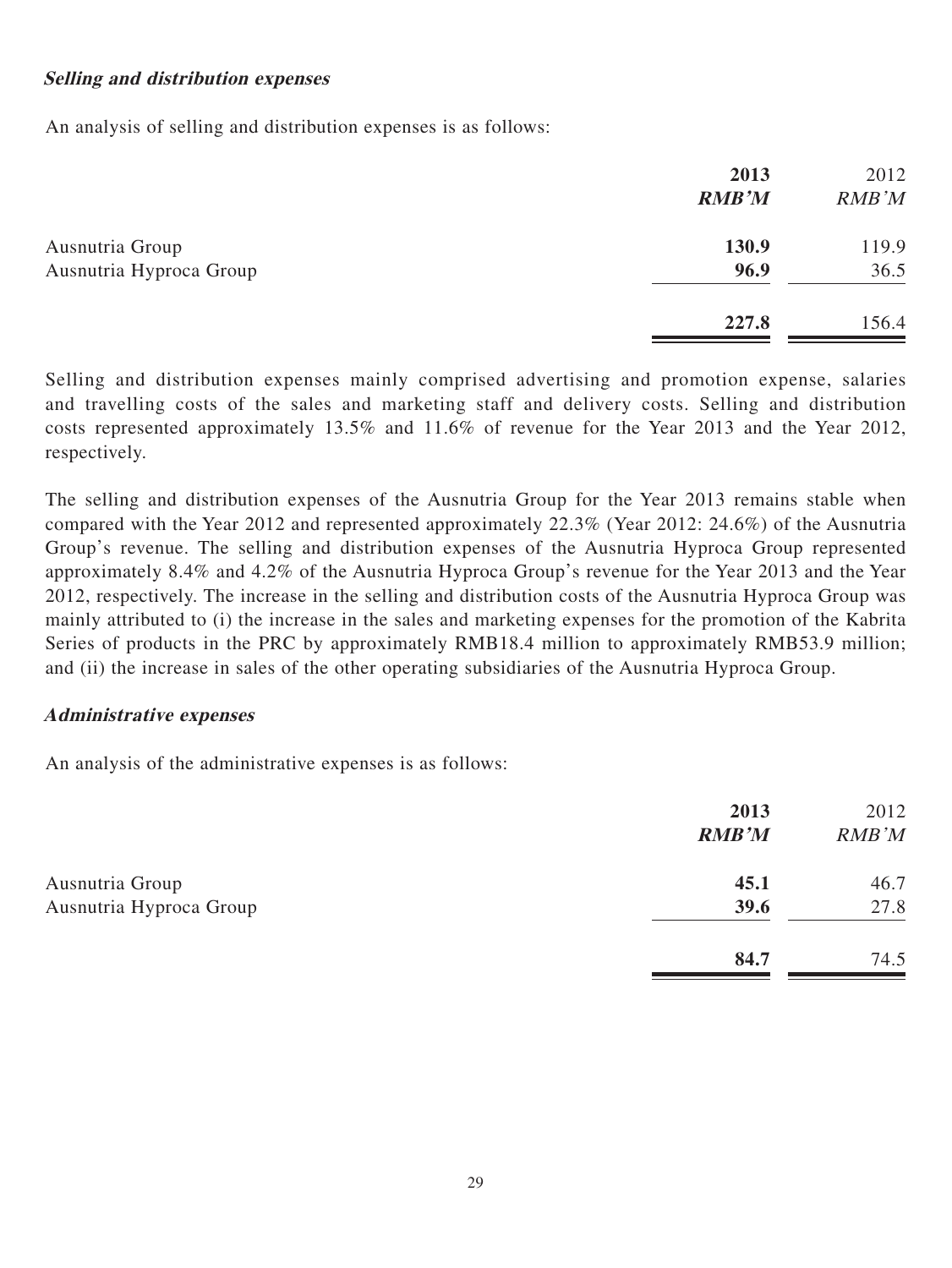***Selling and distribution expenses***

An analysis of selling and distribution expenses is as follows:

| | **2013** | 2012 |
|---|---|---|
| | ***RMB'M*** | *RMB'M* |
| Ausnutria Group | **130.9** | 119.9 |
| Ausnutria Hyproca Group | **96.9** | 36.5 |
| | **227.8** | 156.4 |

Selling and distribution expenses mainly comprised advertising and promotion expense, salaries and travelling costs of the sales and marketing staff and delivery costs. Selling and distribution costs represented approximately 13.5% and 11.6% of revenue for the Year 2013 and the Year 2012, respectively.

The selling and distribution expenses of the Ausnutria Group for the Year 2013 remains stable when compared with the Year 2012 and represented approximately 22.3% (Year 2012: 24.6%) of the Ausnutria Group's revenue. The selling and distribution expenses of the Ausnutria Hyproca Group represented approximately 8.4% and 4.2% of the Ausnutria Hyproca Group's revenue for the Year 2013 and the Year 2012, respectively. The increase in the selling and distribution costs of the Ausnutria Hyproca Group was mainly attributed to (i) the increase in the sales and marketing expenses for the promotion of the Kabrita Series of products in the PRC by approximately RMB18.4 million to approximately RMB53.9 million; and (ii) the increase in sales of the other operating subsidiaries of the Ausnutria Hyproca Group.

***Administrative expenses***

An analysis of the administrative expenses is as follows:

| | **2013** | 2012 |
|---|---|---|
| | ***RMB'M*** | *RMB'M* |
| Ausnutria Group | **45.1** | 46.7 |
| Ausnutria Hyproca Group | **39.6** | 27.8 |
| | **84.7** | 74.5 |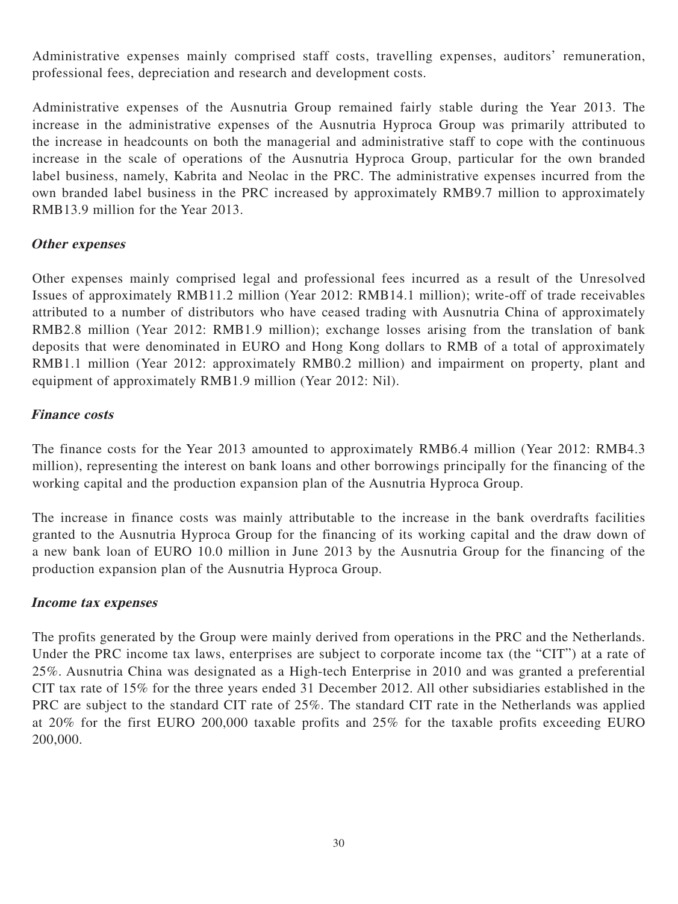Administrative expenses mainly comprised staff costs, travelling expenses, auditors' remuneration, professional fees, depreciation and research and development costs.

Administrative expenses of the Ausnutria Group remained fairly stable during the Year 2013. The increase in the administrative expenses of the Ausnutria Hyproca Group was primarily attributed to the increase in headcounts on both the managerial and administrative staff to cope with the continuous increase in the scale of operations of the Ausnutria Hyproca Group, particular for the own branded label business, namely, Kabrita and Neolac in the PRC. The administrative expenses incurred from the own branded label business in the PRC increased by approximately RMB9.7 million to approximately RMB13.9 million for the Year 2013.

### *Other expenses*

Other expenses mainly comprised legal and professional fees incurred as a result of the Unresolved Issues of approximately RMB11.2 million (Year 2012: RMB14.1 million); write-off of trade receivables attributed to a number of distributors who have ceased trading with Ausnutria China of approximately RMB2.8 million (Year 2012: RMB1.9 million); exchange losses arising from the translation of bank deposits that were denominated in EURO and Hong Kong dollars to RMB of a total of approximately RMB1.1 million (Year 2012: approximately RMB0.2 million) and impairment on property, plant and equipment of approximately RMB1.9 million (Year 2012: Nil).

### *Finance costs*

The finance costs for the Year 2013 amounted to approximately RMB6.4 million (Year 2012: RMB4.3 million), representing the interest on bank loans and other borrowings principally for the financing of the working capital and the production expansion plan of the Ausnutria Hyproca Group.

The increase in finance costs was mainly attributable to the increase in the bank overdrafts facilities granted to the Ausnutria Hyproca Group for the financing of its working capital and the draw down of a new bank loan of EURO 10.0 million in June 2013 by the Ausnutria Group for the financing of the production expansion plan of the Ausnutria Hyproca Group.

### *Income tax expenses*

The profits generated by the Group were mainly derived from operations in the PRC and the Netherlands. Under the PRC income tax laws, enterprises are subject to corporate income tax (the "CIT") at a rate of 25%. Ausnutria China was designated as a High-tech Enterprise in 2010 and was granted a preferential CIT tax rate of 15% for the three years ended 31 December 2012. All other subsidiaries established in the PRC are subject to the standard CIT rate of 25%. The standard CIT rate in the Netherlands was applied at 20% for the first EURO 200,000 taxable profits and 25% for the taxable profits exceeding EURO 200,000.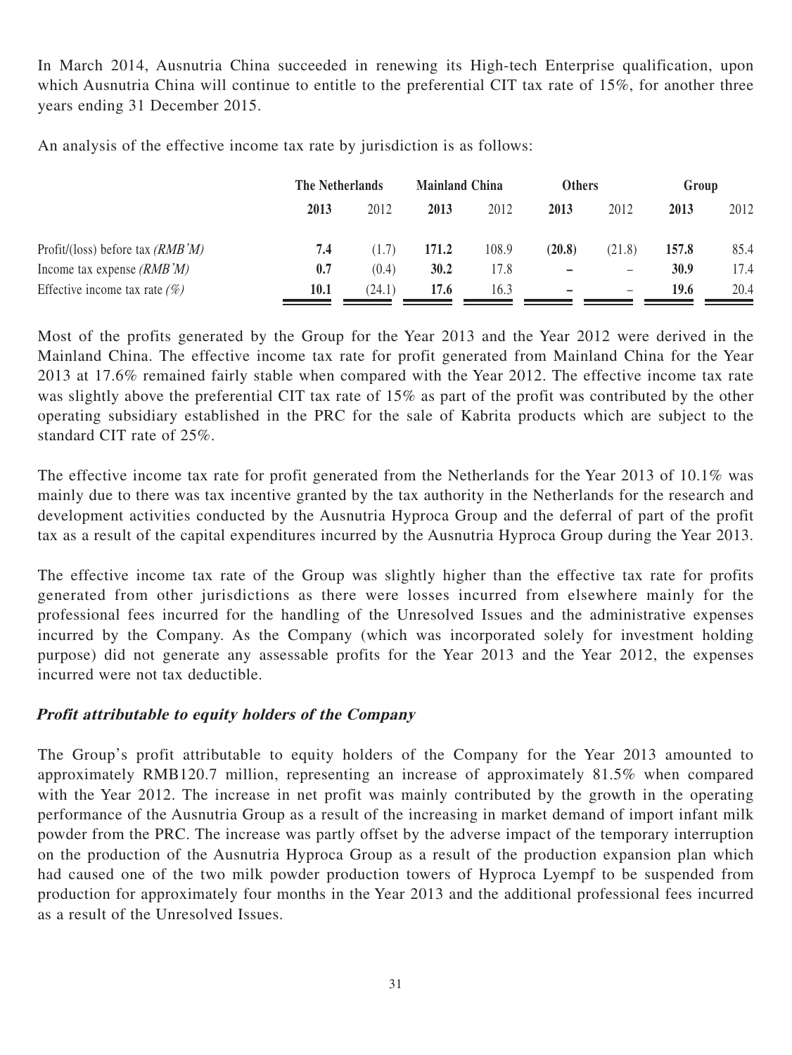In March 2014, Ausnutria China succeeded in renewing its High-tech Enterprise qualification, upon which Ausnutria China will continue to entitle to the preferential CIT tax rate of 15%, for another three years ending 31 December 2015.

An analysis of the effective income tax rate by jurisdiction is as follows:

| | The Netherlands | | Mainland China | | Others | | Group | |
|---|---|---|---|---|---|---|---|---|
| | **2013** | 2012 | **2013** | 2012 | **2013** | 2012 | **2013** | 2012 |
| Profit/(loss) before tax *(RMB'M)* | **7.4** | (1.7) | **171.2** | 108.9 | **(20.8)** | (21.8) | **157.8** | 85.4 |
| Income tax expense *(RMB'M)* | **0.7** | (0.4) | **30.2** | 17.8 | **–** | – | **30.9** | 17.4 |
| Effective income tax rate *(%)* | **10.1** | (24.1) | **17.6** | 16.3 | **–** | – | **19.6** | 20.4 |

Most of the profits generated by the Group for the Year 2013 and the Year 2012 were derived in the Mainland China. The effective income tax rate for profit generated from Mainland China for the Year 2013 at 17.6% remained fairly stable when compared with the Year 2012. The effective income tax rate was slightly above the preferential CIT tax rate of 15% as part of the profit was contributed by the other operating subsidiary established in the PRC for the sale of Kabrita products which are subject to the standard CIT rate of 25%.

The effective income tax rate for profit generated from the Netherlands for the Year 2013 of 10.1% was mainly due to there was tax incentive granted by the tax authority in the Netherlands for the research and development activities conducted by the Ausnutria Hyproca Group and the deferral of part of the profit tax as a result of the capital expenditures incurred by the Ausnutria Hyproca Group during the Year 2013.

The effective income tax rate of the Group was slightly higher than the effective tax rate for profits generated from other jurisdictions as there were losses incurred from elsewhere mainly for the professional fees incurred for the handling of the Unresolved Issues and the administrative expenses incurred by the Company. As the Company (which was incorporated solely for investment holding purpose) did not generate any assessable profits for the Year 2013 and the Year 2012, the expenses incurred were not tax deductible.

***Profit attributable to equity holders of the Company***

The Group's profit attributable to equity holders of the Company for the Year 2013 amounted to approximately RMB120.7 million, representing an increase of approximately 81.5% when compared with the Year 2012. The increase in net profit was mainly contributed by the growth in the operating performance of the Ausnutria Group as a result of the increasing in market demand of import infant milk powder from the PRC. The increase was partly offset by the adverse impact of the temporary interruption on the production of the Ausnutria Hyproca Group as a result of the production expansion plan which had caused one of the two milk powder production towers of Hyproca Lyempf to be suspended from production for approximately four months in the Year 2013 and the additional professional fees incurred as a result of the Unresolved Issues.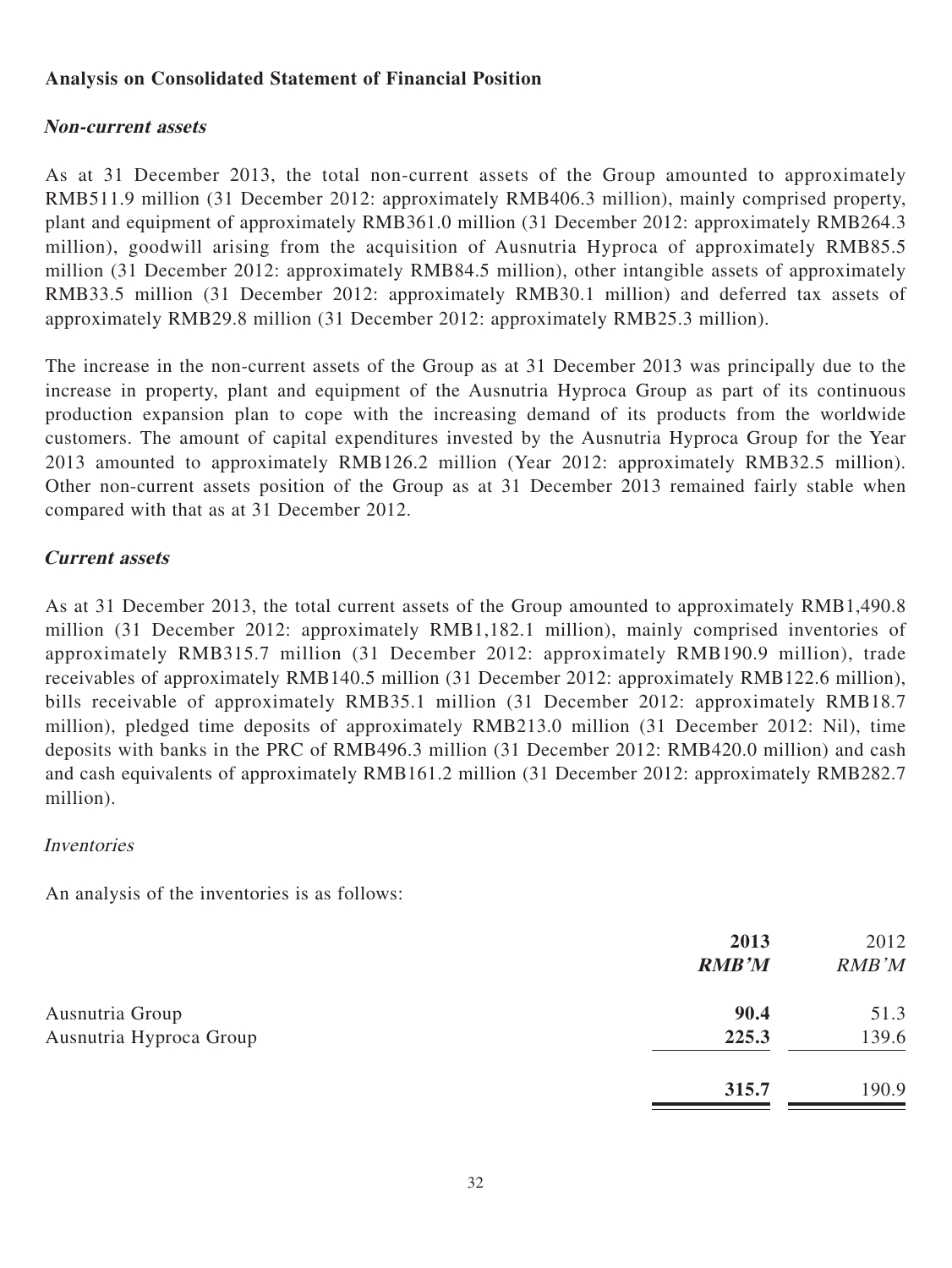## Analysis on Consolidated Statement of Financial Position

### *Non-current assets*

As at 31 December 2013, the total non-current assets of the Group amounted to approximately RMB511.9 million (31 December 2012: approximately RMB406.3 million), mainly comprised property, plant and equipment of approximately RMB361.0 million (31 December 2012: approximately RMB264.3 million), goodwill arising from the acquisition of Ausnutria Hyproca of approximately RMB85.5 million (31 December 2012: approximately RMB84.5 million), other intangible assets of approximately RMB33.5 million (31 December 2012: approximately RMB30.1 million) and deferred tax assets of approximately RMB29.8 million (31 December 2012: approximately RMB25.3 million).

The increase in the non-current assets of the Group as at 31 December 2013 was principally due to the increase in property, plant and equipment of the Ausnutria Hyproca Group as part of its continuous production expansion plan to cope with the increasing demand of its products from the worldwide customers. The amount of capital expenditures invested by the Ausnutria Hyproca Group for the Year 2013 amounted to approximately RMB126.2 million (Year 2012: approximately RMB32.5 million). Other non-current assets position of the Group as at 31 December 2013 remained fairly stable when compared with that as at 31 December 2012.

### *Current assets*

As at 31 December 2013, the total current assets of the Group amounted to approximately RMB1,490.8 million (31 December 2012: approximately RMB1,182.1 million), mainly comprised inventories of approximately RMB315.7 million (31 December 2012: approximately RMB190.9 million), trade receivables of approximately RMB140.5 million (31 December 2012: approximately RMB122.6 million), bills receivable of approximately RMB35.1 million (31 December 2012: approximately RMB18.7 million), pledged time deposits of approximately RMB213.0 million (31 December 2012: Nil), time deposits with banks in the PRC of RMB496.3 million (31 December 2012: RMB420.0 million) and cash and cash equivalents of approximately RMB161.2 million (31 December 2012: approximately RMB282.7 million).

*Inventories*

An analysis of the inventories is as follows:

| | **2013** | 2012 |
|---|---|---|
| | ***RMB'M*** | *RMB'M* |
| Ausnutria Group | **90.4** | 51.3 |
| Ausnutria Hyproca Group | **225.3** | 139.6 |
| | **315.7** | 190.9 |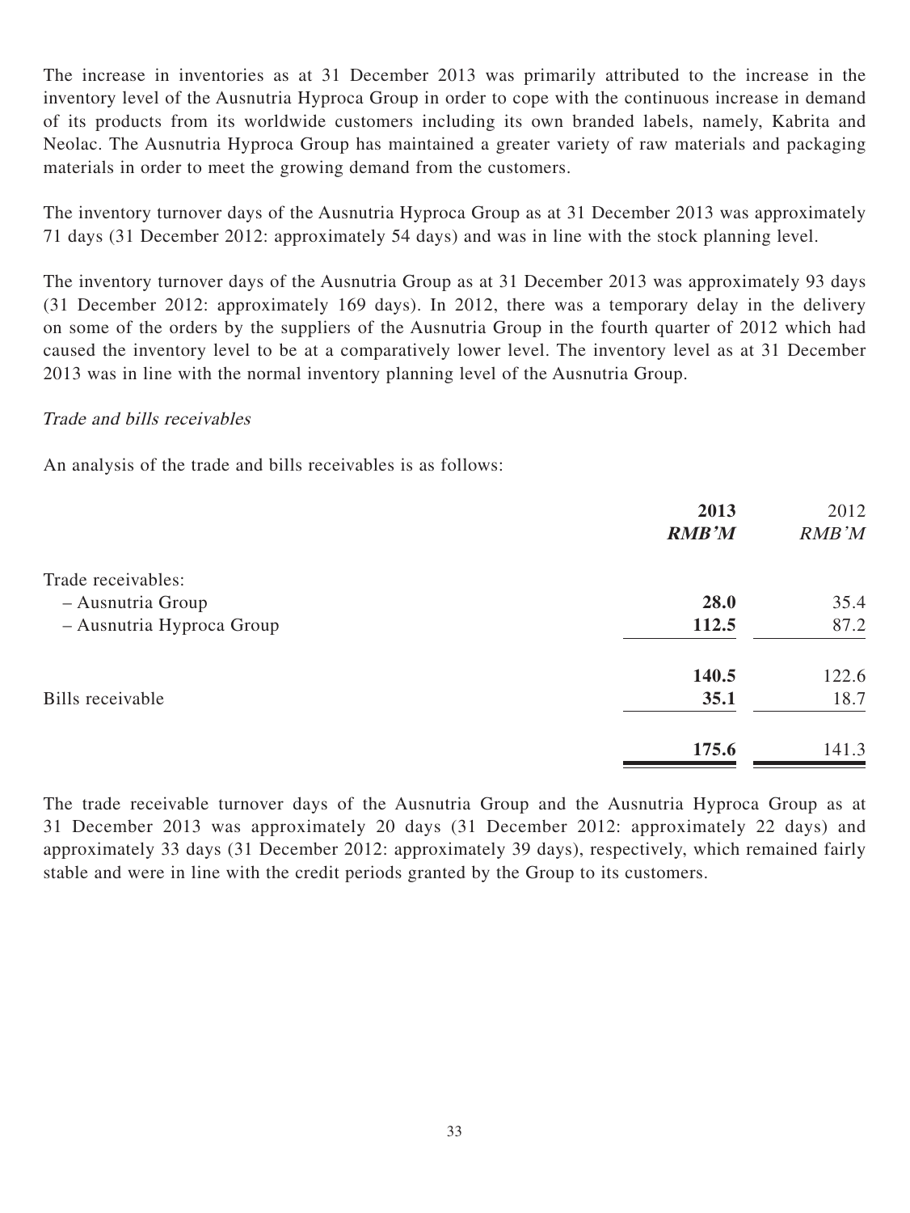The increase in inventories as at 31 December 2013 was primarily attributed to the increase in the inventory level of the Ausnutria Hyproca Group in order to cope with the continuous increase in demand of its products from its worldwide customers including its own branded labels, namely, Kabrita and Neolac. The Ausnutria Hyproca Group has maintained a greater variety of raw materials and packaging materials in order to meet the growing demand from the customers.

The inventory turnover days of the Ausnutria Hyproca Group as at 31 December 2013 was approximately 71 days (31 December 2012: approximately 54 days) and was in line with the stock planning level.

The inventory turnover days of the Ausnutria Group as at 31 December 2013 was approximately 93 days (31 December 2012: approximately 169 days). In 2012, there was a temporary delay in the delivery on some of the orders by the suppliers of the Ausnutria Group in the fourth quarter of 2012 which had caused the inventory level to be at a comparatively lower level. The inventory level as at 31 December 2013 was in line with the normal inventory planning level of the Ausnutria Group.

*Trade and bills receivables*

An analysis of the trade and bills receivables is as follows:

| | **2013** | 2012 |
|---|---|---|
| | ***RMB'M*** | *RMB'M* |
| Trade receivables: | | |
| – Ausnutria Group | **28.0** | 35.4 |
| – Ausnutria Hyproca Group | **112.5** | 87.2 |
| | **140.5** | 122.6 |
| Bills receivable | **35.1** | 18.7 |
| | **175.6** | 141.3 |

The trade receivable turnover days of the Ausnutria Group and the Ausnutria Hyproca Group as at 31 December 2013 was approximately 20 days (31 December 2012: approximately 22 days) and approximately 33 days (31 December 2012: approximately 39 days), respectively, which remained fairly stable and were in line with the credit periods granted by the Group to its customers.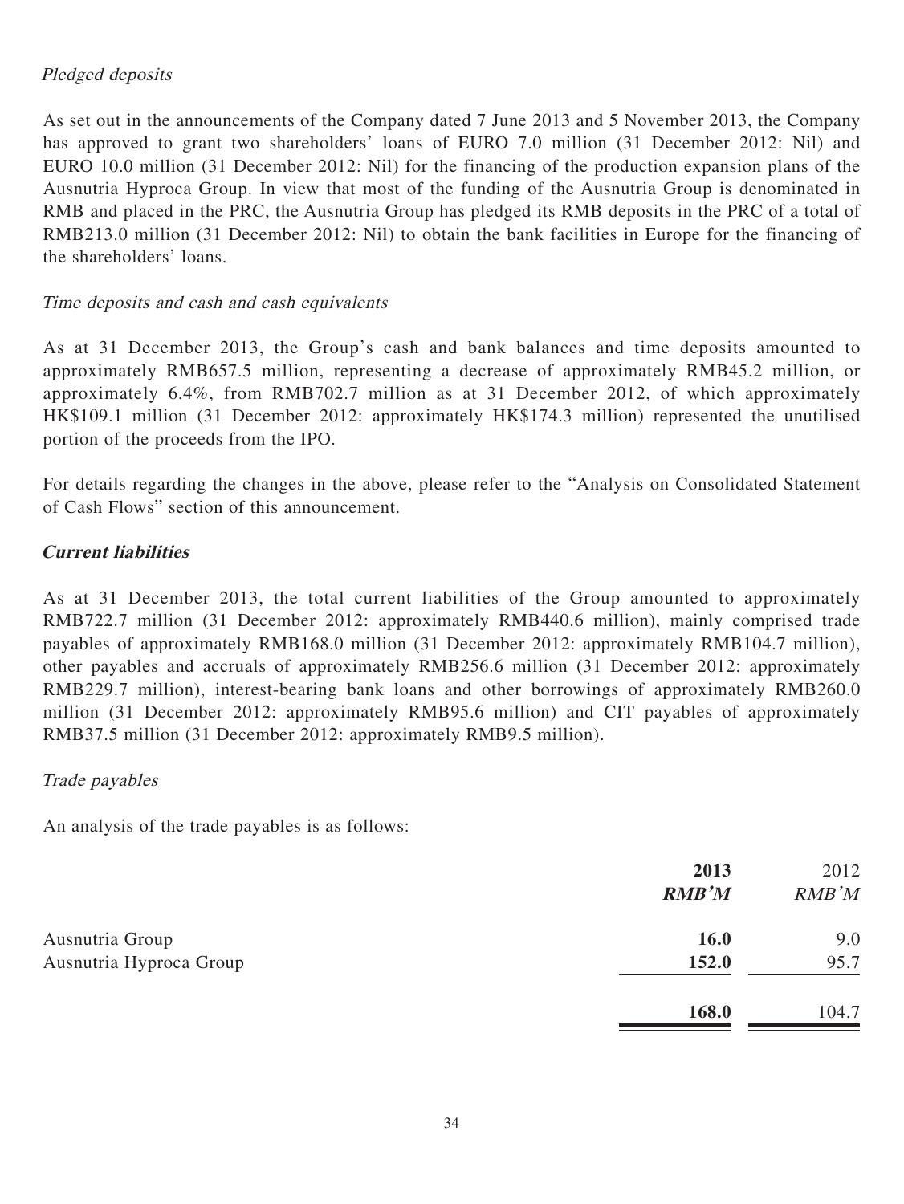*Pledged deposits*

As set out in the announcements of the Company dated 7 June 2013 and 5 November 2013, the Company has approved to grant two shareholders' loans of EURO 7.0 million (31 December 2012: Nil) and EURO 10.0 million (31 December 2012: Nil) for the financing of the production expansion plans of the Ausnutria Hyproca Group. In view that most of the funding of the Ausnutria Group is denominated in RMB and placed in the PRC, the Ausnutria Group has pledged its RMB deposits in the PRC of a total of RMB213.0 million (31 December 2012: Nil) to obtain the bank facilities in Europe for the financing of the shareholders' loans.

*Time deposits and cash and cash equivalents*

As at 31 December 2013, the Group's cash and bank balances and time deposits amounted to approximately RMB657.5 million, representing a decrease of approximately RMB45.2 million, or approximately 6.4%, from RMB702.7 million as at 31 December 2012, of which approximately HK$109.1 million (31 December 2012: approximately HK$174.3 million) represented the unutilised portion of the proceeds from the IPO.

For details regarding the changes in the above, please refer to the "Analysis on Consolidated Statement of Cash Flows" section of this announcement.

***Current liabilities***

As at 31 December 2013, the total current liabilities of the Group amounted to approximately RMB722.7 million (31 December 2012: approximately RMB440.6 million), mainly comprised trade payables of approximately RMB168.0 million (31 December 2012: approximately RMB104.7 million), other payables and accruals of approximately RMB256.6 million (31 December 2012: approximately RMB229.7 million), interest-bearing bank loans and other borrowings of approximately RMB260.0 million (31 December 2012: approximately RMB95.6 million) and CIT payables of approximately RMB37.5 million (31 December 2012: approximately RMB9.5 million).

*Trade payables*

An analysis of the trade payables is as follows:

| | **2013** | 2012 |
|---|---|---|
| | ***RMB'M*** | *RMB'M* |
| Ausnutria Group | **16.0** | 9.0 |
| Ausnutria Hyproca Group | **152.0** | 95.7 |
| | **168.0** | 104.7 |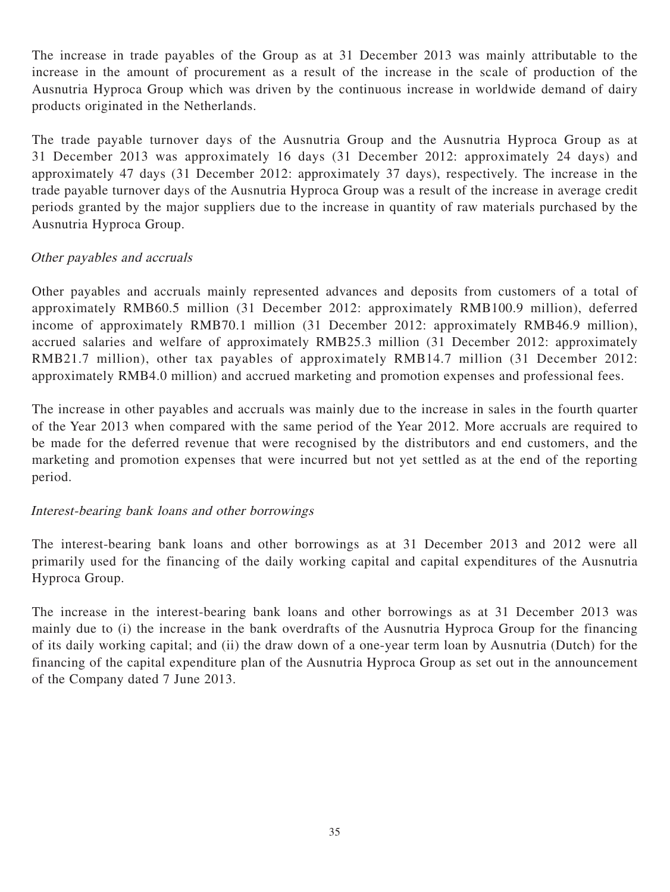The increase in trade payables of the Group as at 31 December 2013 was mainly attributable to the increase in the amount of procurement as a result of the increase in the scale of production of the Ausnutria Hyproca Group which was driven by the continuous increase in worldwide demand of dairy products originated in the Netherlands.

The trade payable turnover days of the Ausnutria Group and the Ausnutria Hyproca Group as at 31 December 2013 was approximately 16 days (31 December 2012: approximately 24 days) and approximately 47 days (31 December 2012: approximately 37 days), respectively. The increase in the trade payable turnover days of the Ausnutria Hyproca Group was a result of the increase in average credit periods granted by the major suppliers due to the increase in quantity of raw materials purchased by the Ausnutria Hyproca Group.

### *Other payables and accruals*

Other payables and accruals mainly represented advances and deposits from customers of a total of approximately RMB60.5 million (31 December 2012: approximately RMB100.9 million), deferred income of approximately RMB70.1 million (31 December 2012: approximately RMB46.9 million), accrued salaries and welfare of approximately RMB25.3 million (31 December 2012: approximately RMB21.7 million), other tax payables of approximately RMB14.7 million (31 December 2012: approximately RMB4.0 million) and accrued marketing and promotion expenses and professional fees.

The increase in other payables and accruals was mainly due to the increase in sales in the fourth quarter of the Year 2013 when compared with the same period of the Year 2012. More accruals are required to be made for the deferred revenue that were recognised by the distributors and end customers, and the marketing and promotion expenses that were incurred but not yet settled as at the end of the reporting period.

### *Interest-bearing bank loans and other borrowings*

The interest-bearing bank loans and other borrowings as at 31 December 2013 and 2012 were all primarily used for the financing of the daily working capital and capital expenditures of the Ausnutria Hyproca Group.

The increase in the interest-bearing bank loans and other borrowings as at 31 December 2013 was mainly due to (i) the increase in the bank overdrafts of the Ausnutria Hyproca Group for the financing of its daily working capital; and (ii) the draw down of a one-year term loan by Ausnutria (Dutch) for the financing of the capital expenditure plan of the Ausnutria Hyproca Group as set out in the announcement of the Company dated 7 June 2013.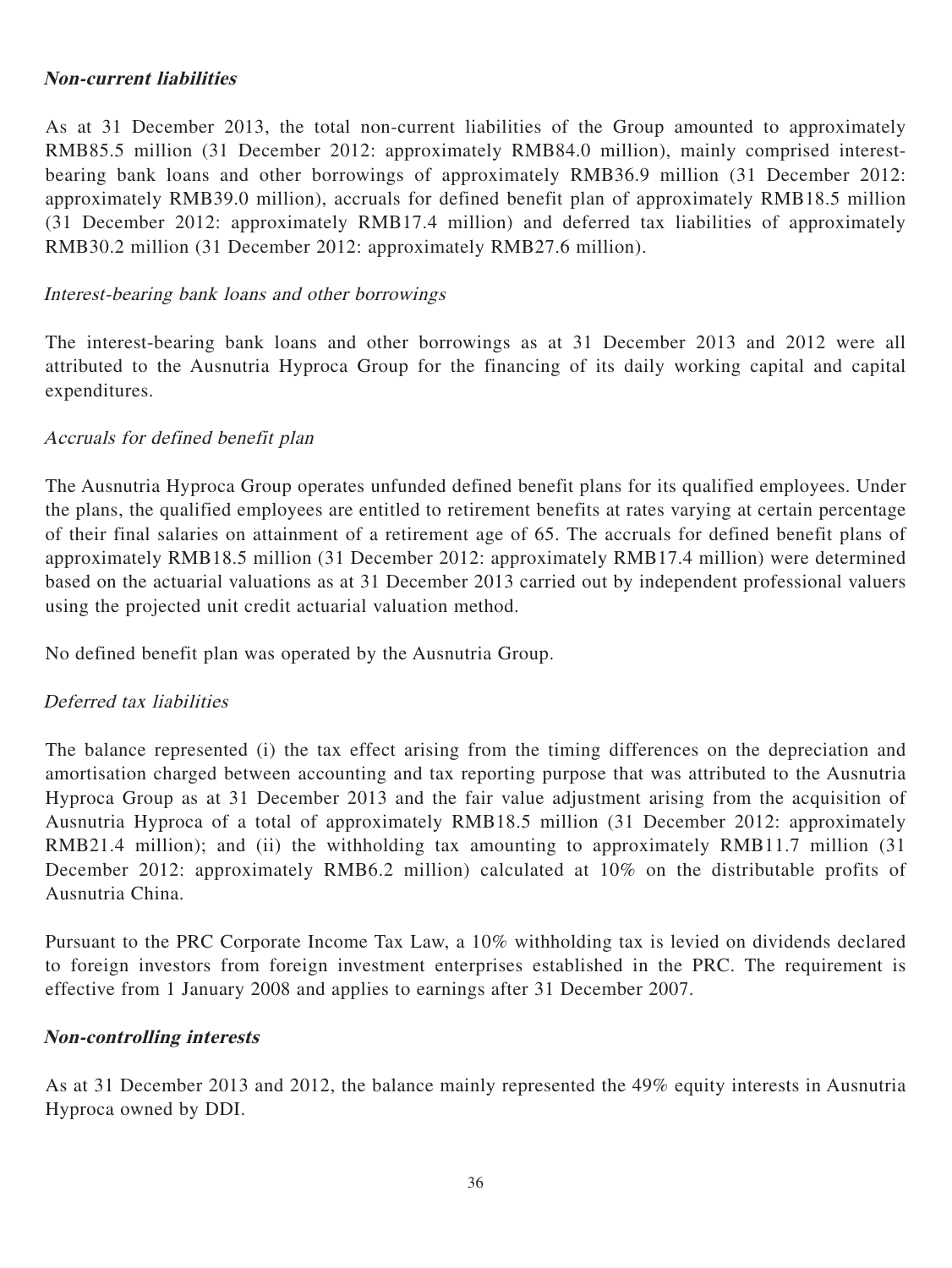### ***Non-current liabilities***

As at 31 December 2013, the total non-current liabilities of the Group amounted to approximately RMB85.5 million (31 December 2012: approximately RMB84.0 million), mainly comprised interest-bearing bank loans and other borrowings of approximately RMB36.9 million (31 December 2012: approximately RMB39.0 million), accruals for defined benefit plan of approximately RMB18.5 million (31 December 2012: approximately RMB17.4 million) and deferred tax liabilities of approximately RMB30.2 million (31 December 2012: approximately RMB27.6 million).

*Interest-bearing bank loans and other borrowings*

The interest-bearing bank loans and other borrowings as at 31 December 2013 and 2012 were all attributed to the Ausnutria Hyproca Group for the financing of its daily working capital and capital expenditures.

*Accruals for defined benefit plan*

The Ausnutria Hyproca Group operates unfunded defined benefit plans for its qualified employees. Under the plans, the qualified employees are entitled to retirement benefits at rates varying at certain percentage of their final salaries on attainment of a retirement age of 65. The accruals for defined benefit plans of approximately RMB18.5 million (31 December 2012: approximately RMB17.4 million) were determined based on the actuarial valuations as at 31 December 2013 carried out by independent professional valuers using the projected unit credit actuarial valuation method.

No defined benefit plan was operated by the Ausnutria Group.

*Deferred tax liabilities*

The balance represented (i) the tax effect arising from the timing differences on the depreciation and amortisation charged between accounting and tax reporting purpose that was attributed to the Ausnutria Hyproca Group as at 31 December 2013 and the fair value adjustment arising from the acquisition of Ausnutria Hyproca of a total of approximately RMB18.5 million (31 December 2012: approximately RMB21.4 million); and (ii) the withholding tax amounting to approximately RMB11.7 million (31 December 2012: approximately RMB6.2 million) calculated at 10% on the distributable profits of Ausnutria China.

Pursuant to the PRC Corporate Income Tax Law, a 10% withholding tax is levied on dividends declared to foreign investors from foreign investment enterprises established in the PRC. The requirement is effective from 1 January 2008 and applies to earnings after 31 December 2007.

### ***Non-controlling interests***

As at 31 December 2013 and 2012, the balance mainly represented the 49% equity interests in Ausnutria Hyproca owned by DDI.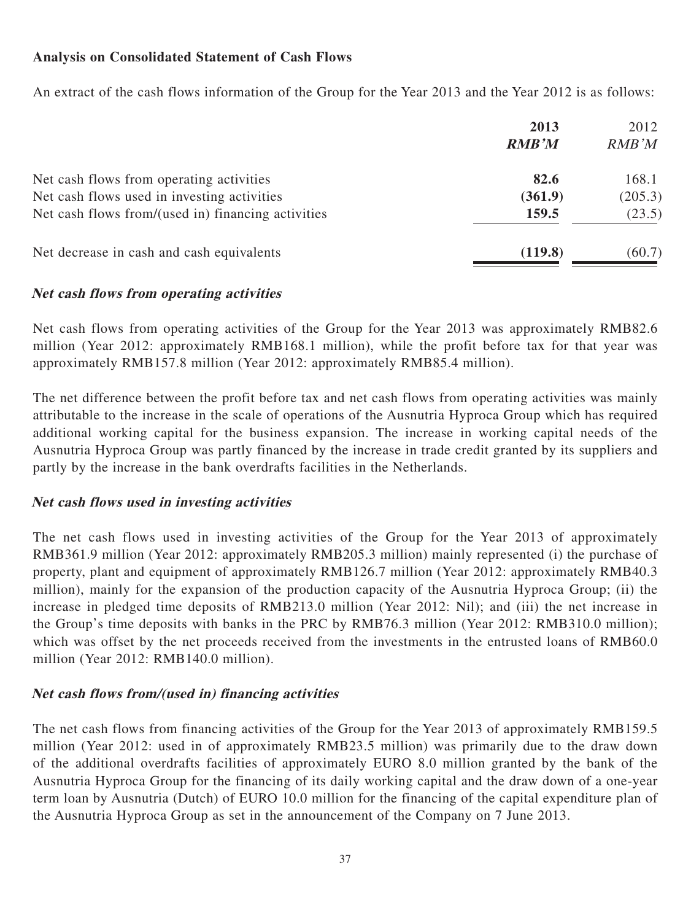**Analysis on Consolidated Statement of Cash Flows**

An extract of the cash flows information of the Group for the Year 2013 and the Year 2012 is as follows:

| | **2013** | 2012 |
|---|---|---|
| | ***RMB'M*** | *RMB'M* |
| Net cash flows from operating activities | **82.6** | 168.1 |
| Net cash flows used in investing activities | **(361.9)** | (205.3) |
| Net cash flows from/(used in) financing activities | **159.5** | (23.5) |
| Net decrease in cash and cash equivalents | **(119.8)** | (60.7) |

***Net cash flows from operating activities***

Net cash flows from operating activities of the Group for the Year 2013 was approximately RMB82.6 million (Year 2012: approximately RMB168.1 million), while the profit before tax for that year was approximately RMB157.8 million (Year 2012: approximately RMB85.4 million).

The net difference between the profit before tax and net cash flows from operating activities was mainly attributable to the increase in the scale of operations of the Ausnutria Hyproca Group which has required additional working capital for the business expansion. The increase in working capital needs of the Ausnutria Hyproca Group was partly financed by the increase in trade credit granted by its suppliers and partly by the increase in the bank overdrafts facilities in the Netherlands.

***Net cash flows used in investing activities***

The net cash flows used in investing activities of the Group for the Year 2013 of approximately RMB361.9 million (Year 2012: approximately RMB205.3 million) mainly represented (i) the purchase of property, plant and equipment of approximately RMB126.7 million (Year 2012: approximately RMB40.3 million), mainly for the expansion of the production capacity of the Ausnutria Hyproca Group; (ii) the increase in pledged time deposits of RMB213.0 million (Year 2012: Nil); and (iii) the net increase in the Group's time deposits with banks in the PRC by RMB76.3 million (Year 2012: RMB310.0 million); which was offset by the net proceeds received from the investments in the entrusted loans of RMB60.0 million (Year 2012: RMB140.0 million).

***Net cash flows from/(used in) financing activities***

The net cash flows from financing activities of the Group for the Year 2013 of approximately RMB159.5 million (Year 2012: used in of approximately RMB23.5 million) was primarily due to the draw down of the additional overdrafts facilities of approximately EURO 8.0 million granted by the bank of the Ausnutria Hyproca Group for the financing of its daily working capital and the draw down of a one-year term loan by Ausnutria (Dutch) of EURO 10.0 million for the financing of the capital expenditure plan of the Ausnutria Hyproca Group as set in the announcement of the Company on 7 June 2013.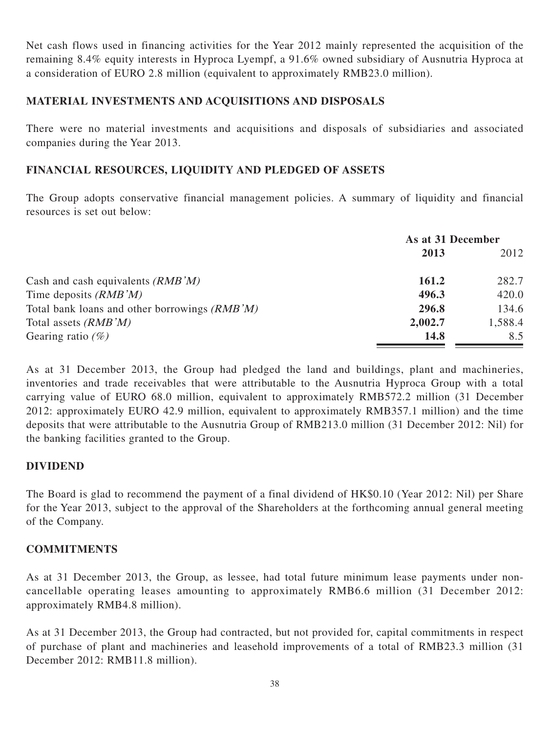Net cash flows used in financing activities for the Year 2012 mainly represented the acquisition of the remaining 8.4% equity interests in Hyproca Lyempf, a 91.6% owned subsidiary of Ausnutria Hyproca at a consideration of EURO 2.8 million (equivalent to approximately RMB23.0 million).

## MATERIAL INVESTMENTS AND ACQUISITIONS AND DISPOSALS

There were no material investments and acquisitions and disposals of subsidiaries and associated companies during the Year 2013.

## FINANCIAL RESOURCES, LIQUIDITY AND PLEDGED OF ASSETS

The Group adopts conservative financial management policies. A summary of liquidity and financial resources is set out below:

| | As at 31 December | |
|---|---|---|
| | **2013** | 2012 |
| Cash and cash equivalents *(RMB'M)* | **161.2** | 282.7 |
| Time deposits *(RMB'M)* | **496.3** | 420.0 |
| Total bank loans and other borrowings *(RMB'M)* | **296.8** | 134.6 |
| Total assets *(RMB'M)* | **2,002.7** | 1,588.4 |
| Gearing ratio *(%)* | **14.8** | 8.5 |

As at 31 December 2013, the Group had pledged the land and buildings, plant and machineries, inventories and trade receivables that were attributable to the Ausnutria Hyproca Group with a total carrying value of EURO 68.0 million, equivalent to approximately RMB572.2 million (31 December 2012: approximately EURO 42.9 million, equivalent to approximately RMB357.1 million) and the time deposits that were attributable to the Ausnutria Group of RMB213.0 million (31 December 2012: Nil) for the banking facilities granted to the Group.

## DIVIDEND

The Board is glad to recommend the payment of a final dividend of HK$0.10 (Year 2012: Nil) per Share for the Year 2013, subject to the approval of the Shareholders at the forthcoming annual general meeting of the Company.

## COMMITMENTS

As at 31 December 2013, the Group, as lessee, had total future minimum lease payments under non-cancellable operating leases amounting to approximately RMB6.6 million (31 December 2012: approximately RMB4.8 million).

As at 31 December 2013, the Group had contracted, but not provided for, capital commitments in respect of purchase of plant and machineries and leasehold improvements of a total of RMB23.3 million (31 December 2012: RMB11.8 million).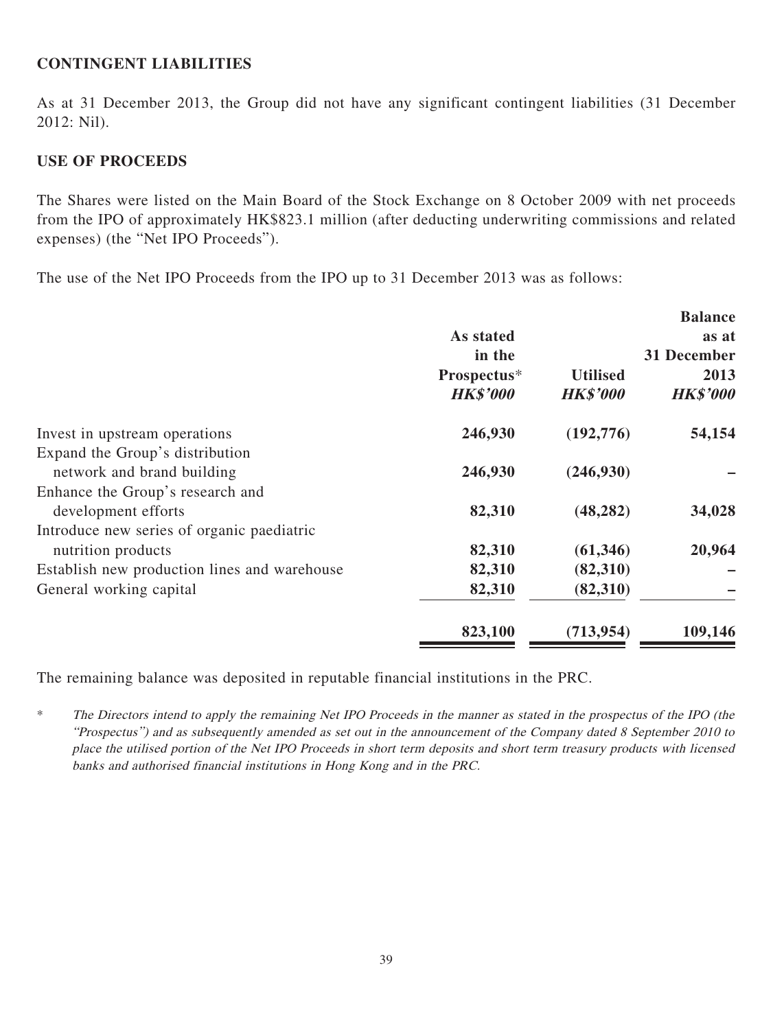## CONTINGENT LIABILITIES

As at 31 December 2013, the Group did not have any significant contingent liabilities (31 December 2012: Nil).

## USE OF PROCEEDS

The Shares were listed on the Main Board of the Stock Exchange on 8 October 2009 with net proceeds from the IPO of approximately HK$823.1 million (after deducting underwriting commissions and related expenses) (the "Net IPO Proceeds").

The use of the Net IPO Proceeds from the IPO up to 31 December 2013 was as follows:

| | As stated in the Prospectus* *HK$'000* | Utilised *HK$'000* | Balance as at 31 December 2013 *HK$'000* |
|---|---|---|---|
| Invest in upstream operations | **246,930** | **(192,776)** | **54,154** |
| Expand the Group's distribution network and brand building | **246,930** | **(246,930)** | **–** |
| Enhance the Group's research and development efforts | **82,310** | **(48,282)** | **34,028** |
| Introduce new series of organic paediatric nutrition products | **82,310** | **(61,346)** | **20,964** |
| Establish new production lines and warehouse | **82,310** | **(82,310)** | **–** |
| General working capital | **82,310** | **(82,310)** | **–** |
| | **823,100** | **(713,954)** | **109,146** |

The remaining balance was deposited in reputable financial institutions in the PRC.

\* *The Directors intend to apply the remaining Net IPO Proceeds in the manner as stated in the prospectus of the IPO (the "Prospectus") and as subsequently amended as set out in the announcement of the Company dated 8 September 2010 to place the utilised portion of the Net IPO Proceeds in short term deposits and short term treasury products with licensed banks and authorised financial institutions in Hong Kong and in the PRC.*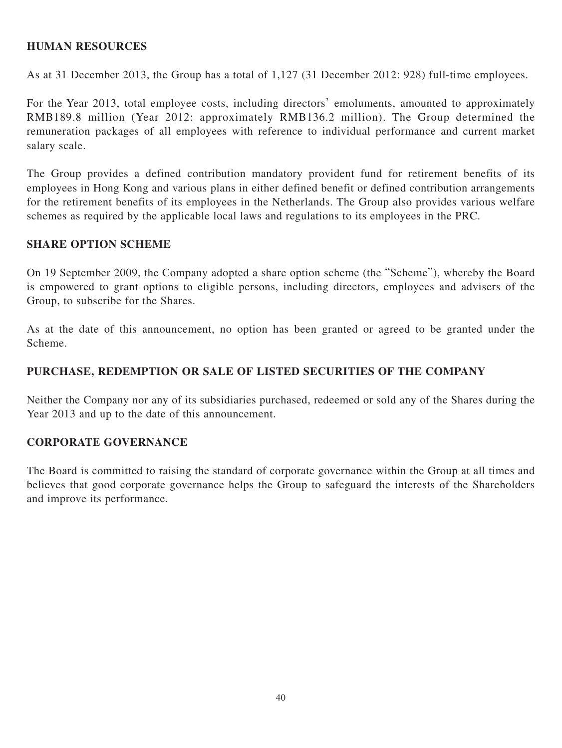## HUMAN RESOURCES

As at 31 December 2013, the Group has a total of 1,127 (31 December 2012: 928) full-time employees.

For the Year 2013, total employee costs, including directors' emoluments, amounted to approximately RMB189.8 million (Year 2012: approximately RMB136.2 million). The Group determined the remuneration packages of all employees with reference to individual performance and current market salary scale.

The Group provides a defined contribution mandatory provident fund for retirement benefits of its employees in Hong Kong and various plans in either defined benefit or defined contribution arrangements for the retirement benefits of its employees in the Netherlands. The Group also provides various welfare schemes as required by the applicable local laws and regulations to its employees in the PRC.

## SHARE OPTION SCHEME

On 19 September 2009, the Company adopted a share option scheme (the "Scheme"), whereby the Board is empowered to grant options to eligible persons, including directors, employees and advisers of the Group, to subscribe for the Shares.

As at the date of this announcement, no option has been granted or agreed to be granted under the Scheme.

## PURCHASE, REDEMPTION OR SALE OF LISTED SECURITIES OF THE COMPANY

Neither the Company nor any of its subsidiaries purchased, redeemed or sold any of the Shares during the Year 2013 and up to the date of this announcement.

## CORPORATE GOVERNANCE

The Board is committed to raising the standard of corporate governance within the Group at all times and believes that good corporate governance helps the Group to safeguard the interests of the Shareholders and improve its performance.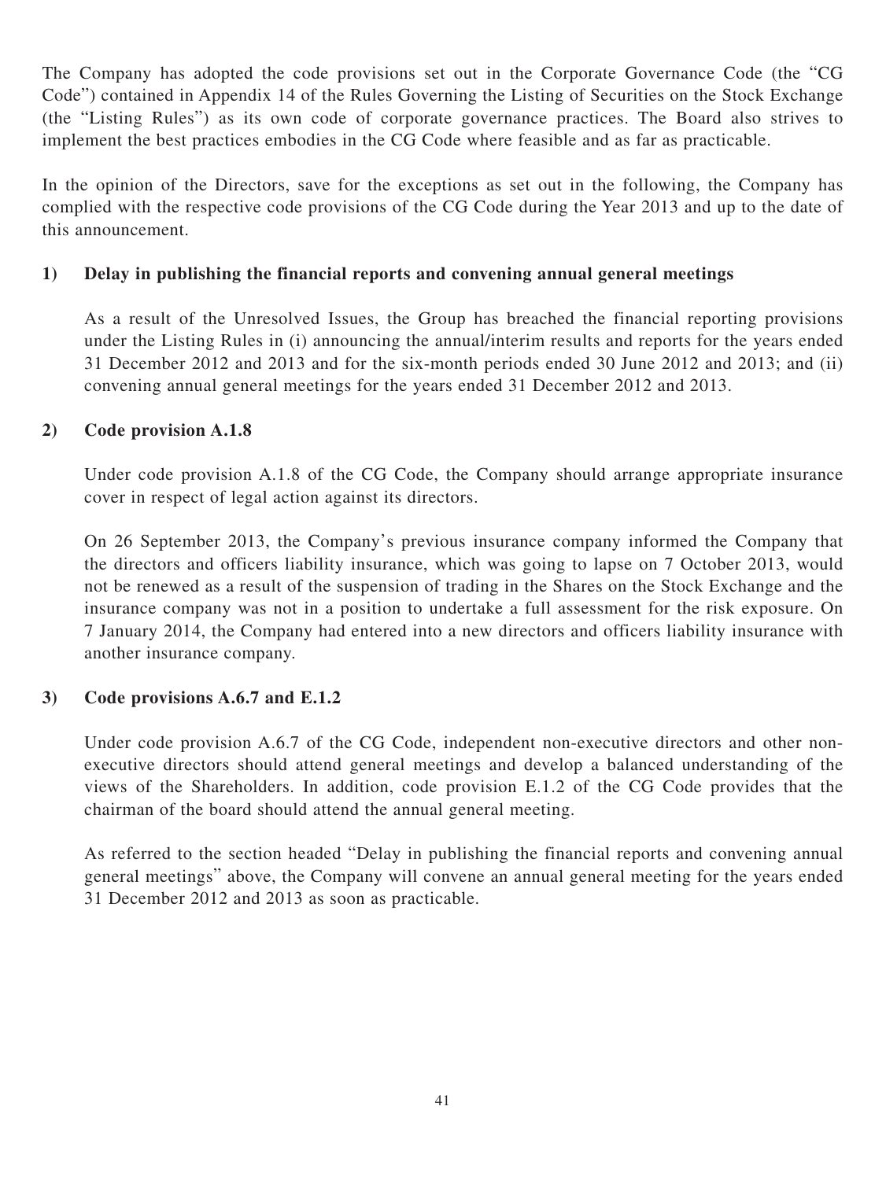The Company has adopted the code provisions set out in the Corporate Governance Code (the "CG Code") contained in Appendix 14 of the Rules Governing the Listing of Securities on the Stock Exchange (the "Listing Rules") as its own code of corporate governance practices. The Board also strives to implement the best practices embodies in the CG Code where feasible and as far as practicable.

In the opinion of the Directors, save for the exceptions as set out in the following, the Company has complied with the respective code provisions of the CG Code during the Year 2013 and up to the date of this announcement.

**1) Delay in publishing the financial reports and convening annual general meetings**

As a result of the Unresolved Issues, the Group has breached the financial reporting provisions under the Listing Rules in (i) announcing the annual/interim results and reports for the years ended 31 December 2012 and 2013 and for the six-month periods ended 30 June 2012 and 2013; and (ii) convening annual general meetings for the years ended 31 December 2012 and 2013.

**2) Code provision A.1.8**

Under code provision A.1.8 of the CG Code, the Company should arrange appropriate insurance cover in respect of legal action against its directors.

On 26 September 2013, the Company's previous insurance company informed the Company that the directors and officers liability insurance, which was going to lapse on 7 October 2013, would not be renewed as a result of the suspension of trading in the Shares on the Stock Exchange and the insurance company was not in a position to undertake a full assessment for the risk exposure. On 7 January 2014, the Company had entered into a new directors and officers liability insurance with another insurance company.

**3) Code provisions A.6.7 and E.1.2**

Under code provision A.6.7 of the CG Code, independent non-executive directors and other non-executive directors should attend general meetings and develop a balanced understanding of the views of the Shareholders. In addition, code provision E.1.2 of the CG Code provides that the chairman of the board should attend the annual general meeting.

As referred to the section headed "Delay in publishing the financial reports and convening annual general meetings" above, the Company will convene an annual general meeting for the years ended 31 December 2012 and 2013 as soon as practicable.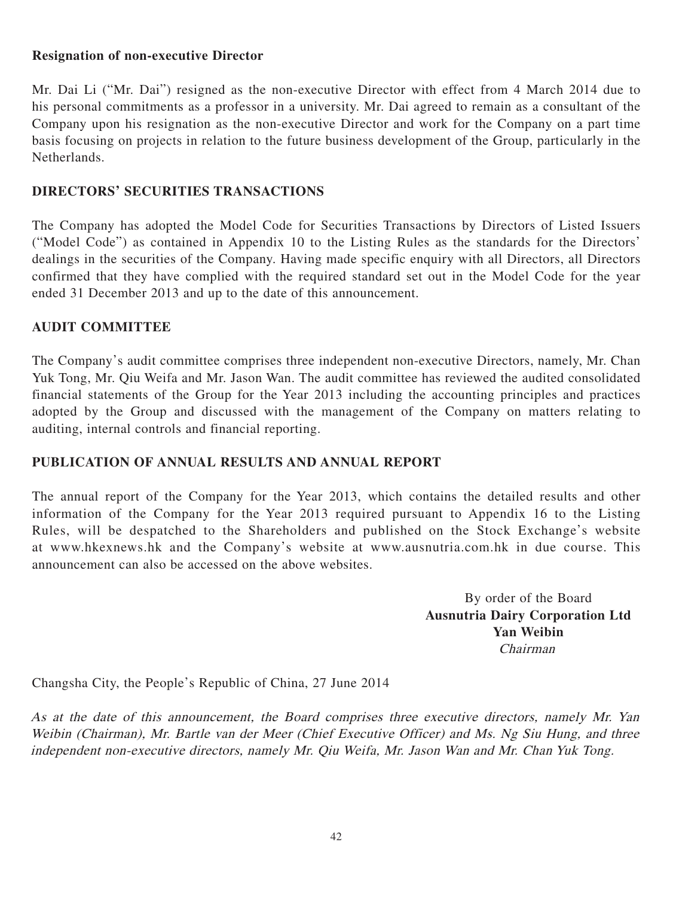**Resignation of non-executive Director**

Mr. Dai Li ("Mr. Dai") resigned as the non-executive Director with effect from 4 March 2014 due to his personal commitments as a professor in a university. Mr. Dai agreed to remain as a consultant of the Company upon his resignation as the non-executive Director and work for the Company on a part time basis focusing on projects in relation to the future business development of the Group, particularly in the Netherlands.

## DIRECTORS' SECURITIES TRANSACTIONS

The Company has adopted the Model Code for Securities Transactions by Directors of Listed Issuers ("Model Code") as contained in Appendix 10 to the Listing Rules as the standards for the Directors' dealings in the securities of the Company. Having made specific enquiry with all Directors, all Directors confirmed that they have complied with the required standard set out in the Model Code for the year ended 31 December 2013 and up to the date of this announcement.

## AUDIT COMMITTEE

The Company's audit committee comprises three independent non-executive Directors, namely, Mr. Chan Yuk Tong, Mr. Qiu Weifa and Mr. Jason Wan. The audit committee has reviewed the audited consolidated financial statements of the Group for the Year 2013 including the accounting principles and practices adopted by the Group and discussed with the management of the Company on matters relating to auditing, internal controls and financial reporting.

## PUBLICATION OF ANNUAL RESULTS AND ANNUAL REPORT

The annual report of the Company for the Year 2013, which contains the detailed results and other information of the Company for the Year 2013 required pursuant to Appendix 16 to the Listing Rules, will be despatched to the Shareholders and published on the Stock Exchange's website at www.hkexnews.hk and the Company's website at www.ausnutria.com.hk in due course. This announcement can also be accessed on the above websites.

By order of the Board
**Ausnutria Dairy Corporation Ltd**
**Yan Weibin**
*Chairman*

Changsha City, the People's Republic of China, 27 June 2014

*As at the date of this announcement, the Board comprises three executive directors, namely Mr. Yan Weibin (Chairman), Mr. Bartle van der Meer (Chief Executive Officer) and Ms. Ng Siu Hung, and three independent non-executive directors, namely Mr. Qiu Weifa, Mr. Jason Wan and Mr. Chan Yuk Tong.*